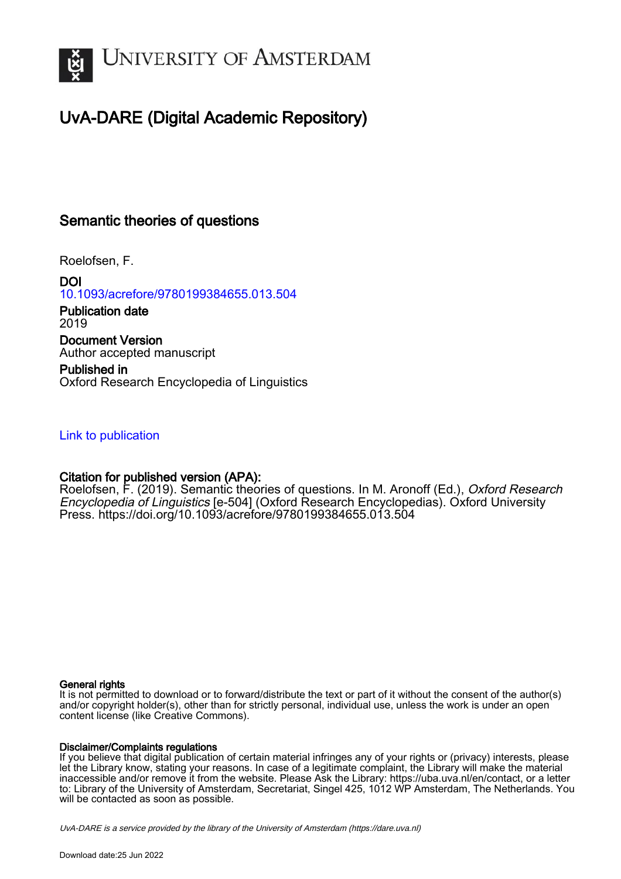# University of Amsterdam

## UvA-DARE (Digital Academic Repository)

### Semantic theories of questions

Roelofsen, F.

**DOI**
10.1093/acrefore/9780199384655.013.504

**Publication date**
2019

**Document Version**
Author accepted manuscript

**Published in**
Oxford Research Encyclopedia of Linguistics

Link to publication

**Citation for published version (APA):**
Roelofsen, F. (2019). Semantic theories of questions. In M. Aronoff (Ed.), *Oxford Research Encyclopedia of Linguistics* [e-504] (Oxford Research Encyclopedias). Oxford University Press. https://doi.org/10.1093/acrefore/9780199384655.013.504

**General rights**
It is not permitted to download or to forward/distribute the text or part of it without the consent of the author(s) and/or copyright holder(s), other than for strictly personal, individual use, unless the work is under an open content license (like Creative Commons).

**Disclaimer/Complaints regulations**
If you believe that digital publication of certain material infringes any of your rights or (privacy) interests, please let the Library know, stating your reasons. In case of a legitimate complaint, the Library will make the material inaccessible and/or remove it from the website. Please Ask the Library: https://uba.uva.nl/en/contact, or a letter to: Library of the University of Amsterdam, Secretariat, Singel 425, 1012 WP Amsterdam, The Netherlands. You will be contacted as soon as possible.

*UvA-DARE is a service provided by the library of the University of Amsterdam (https://dare.uva.nl)*

Download date:25 Jun 2022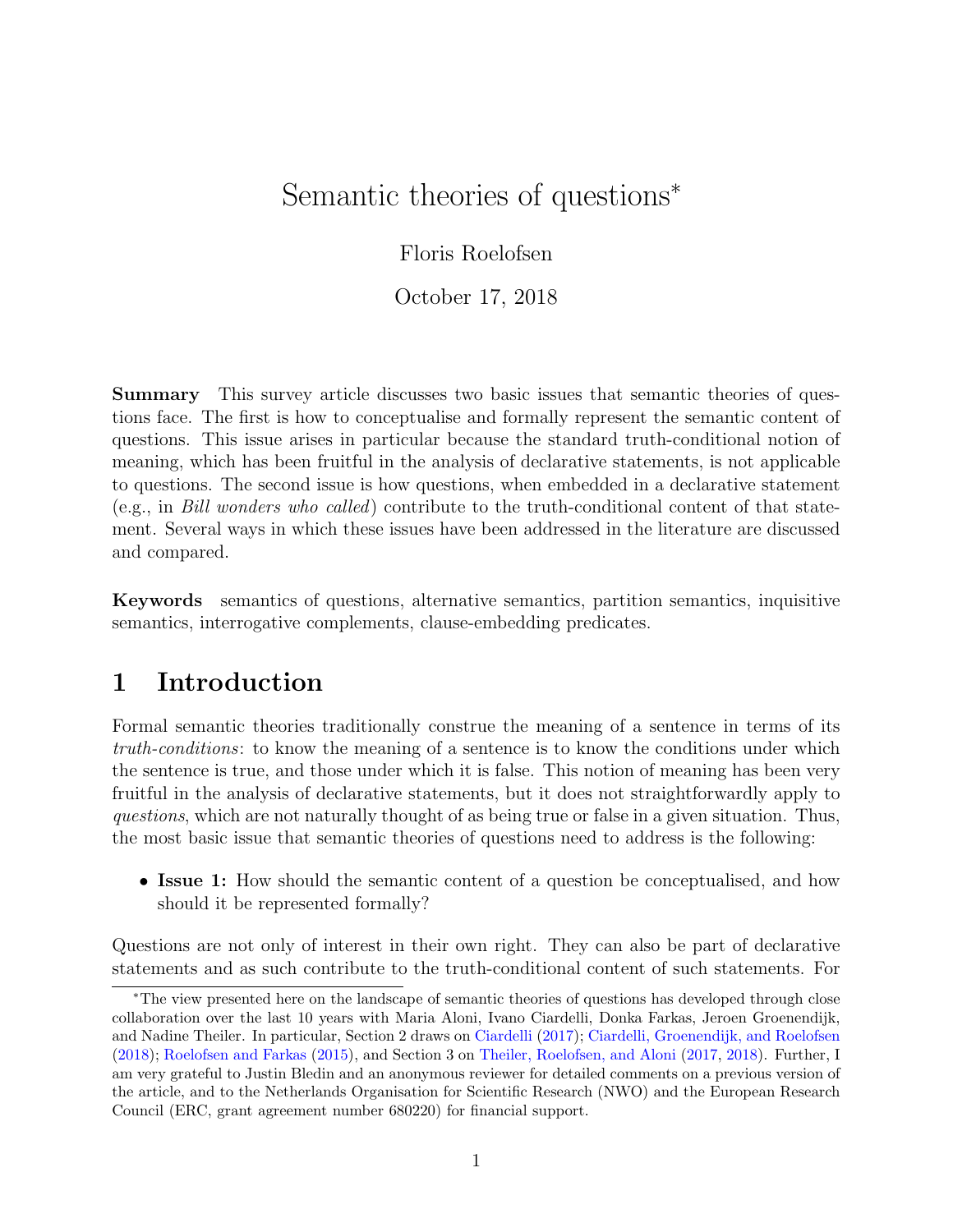# Semantic theories of questions*

Floris Roelofsen

October 17, 2018

**Summary** This survey article discusses two basic issues that semantic theories of questions face. The first is how to conceptualise and formally represent the semantic content of questions. This issue arises in particular because the standard truth-conditional notion of meaning, which has been fruitful in the analysis of declarative statements, is not applicable to questions. The second issue is how questions, when embedded in a declarative statement (e.g., in *Bill wonders who called*) contribute to the truth-conditional content of that statement. Several ways in which these issues have been addressed in the literature are discussed and compared.

**Keywords** semantics of questions, alternative semantics, partition semantics, inquisitive semantics, interrogative complements, clause-embedding predicates.

## 1 Introduction

Formal semantic theories traditionally construe the meaning of a sentence in terms of its *truth-conditions*: to know the meaning of a sentence is to know the conditions under which the sentence is true, and those under which it is false. This notion of meaning has been very fruitful in the analysis of declarative statements, but it does not straightforwardly apply to *questions*, which are not naturally thought of as being true or false in a given situation. Thus, the most basic issue that semantic theories of questions need to address is the following:

- **Issue 1:** How should the semantic content of a question be conceptualised, and how should it be represented formally?

Questions are not only of interest in their own right. They can also be part of declarative statements and as such contribute to the truth-conditional content of such statements. For

---

*The view presented here on the landscape of semantic theories of questions has developed through close collaboration over the last 10 years with Maria Aloni, Ivano Ciardelli, Donka Farkas, Jeroen Groenendijk, and Nadine Theiler. In particular, Section 2 draws on Ciardelli (2017); Ciardelli, Groenendijk, and Roelofsen (2018); Roelofsen and Farkas (2015), and Section 3 on Theiler, Roelofsen, and Aloni (2017, 2018). Further, I am very grateful to Justin Bledin and an anonymous reviewer for detailed comments on a previous version of the article, and to the Netherlands Organisation for Scientific Research (NWO) and the European Research Council (ERC, grant agreement number 680220) for financial support.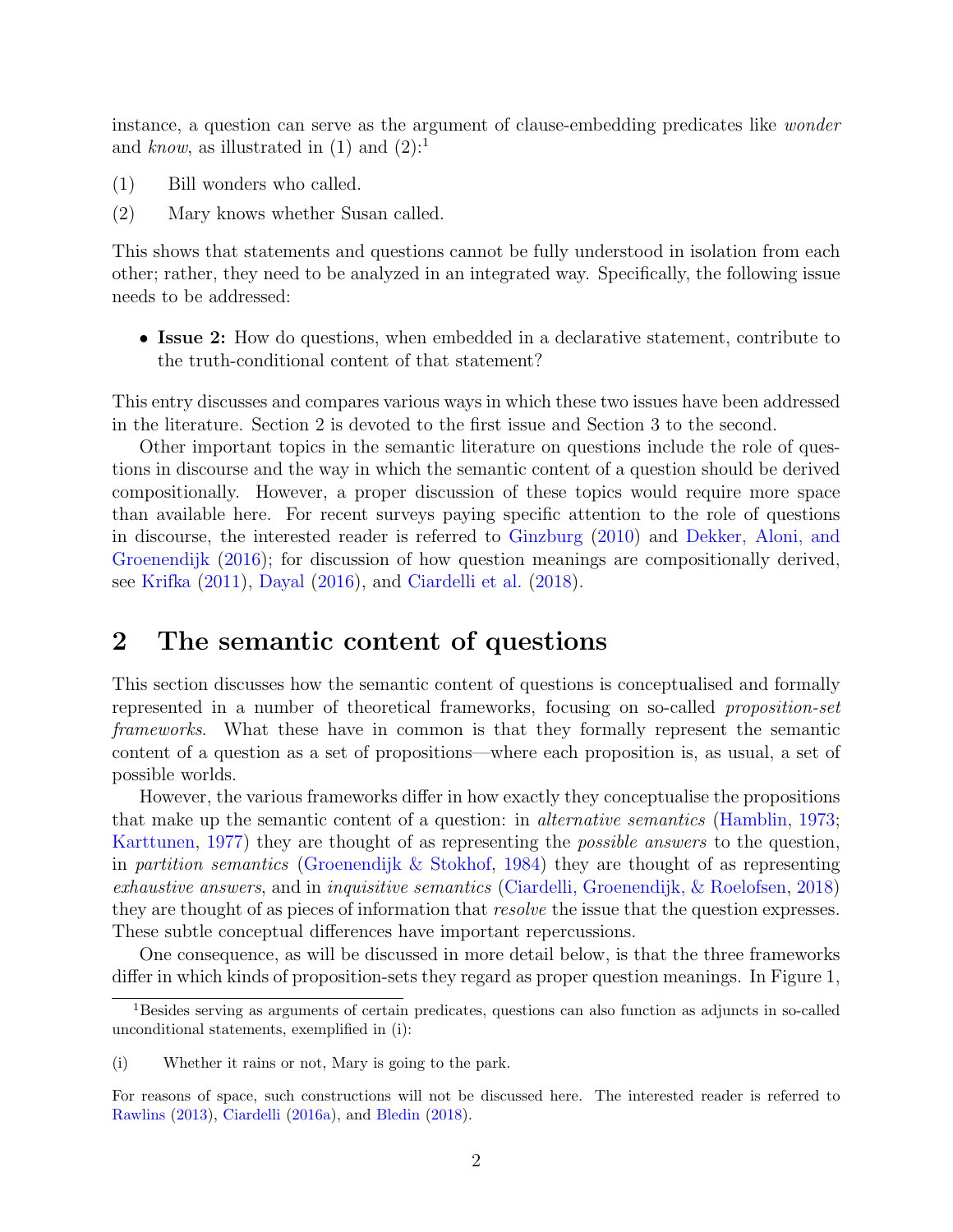instance, a question can serve as the argument of clause-embedding predicates like *wonder* and *know*, as illustrated in (1) and (2):[1]

(1) Bill wonders who called.

(2) Mary knows whether Susan called.

This shows that statements and questions cannot be fully understood in isolation from each other; rather, they need to be analyzed in an integrated way. Specifically, the following issue needs to be addressed:

- **Issue 2:** How do questions, when embedded in a declarative statement, contribute to the truth-conditional content of that statement?

This entry discusses and compares various ways in which these two issues have been addressed in the literature. Section 2 is devoted to the first issue and Section 3 to the second.

Other important topics in the semantic literature on questions include the role of questions in discourse and the way in which the semantic content of a question should be derived compositionally. However, a proper discussion of these topics would require more space than available here. For recent surveys paying specific attention to the role of questions in discourse, the interested reader is referred to Ginzburg (2010) and Dekker, Aloni, and Groenendijk (2016); for discussion of how question meanings are compositionally derived, see Krifka (2011), Dayal (2016), and Ciardelli et al. (2018).

## 2 The semantic content of questions

This section discusses how the semantic content of questions is conceptualised and formally represented in a number of theoretical frameworks, focusing on so-called *proposition-set frameworks*. What these have in common is that they formally represent the semantic content of a question as a set of propositions—where each proposition is, as usual, a set of possible worlds.

However, the various frameworks differ in how exactly they conceptualise the propositions that make up the semantic content of a question: in *alternative semantics* (Hamblin, 1973; Karttunen, 1977) they are thought of as representing the *possible answers* to the question, in *partition semantics* (Groenendijk & Stokhof, 1984) they are thought of as representing *exhaustive answers*, and in *inquisitive semantics* (Ciardelli, Groenendijk, & Roelofsen, 2018) they are thought of as pieces of information that *resolve* the issue that the question expresses. These subtle conceptual differences have important repercussions.

One consequence, as will be discussed in more detail below, is that the three frameworks differ in which kinds of proposition-sets they regard as proper question meanings. In Figure 1,

[1] Besides serving as arguments of certain predicates, questions can also function as adjuncts in so-called unconditional statements, exemplified in (i):

(i) Whether it rains or not, Mary is going to the park.

For reasons of space, such constructions will not be discussed here. The interested reader is referred to Rawlins (2013), Ciardelli (2016a), and Bledin (2018).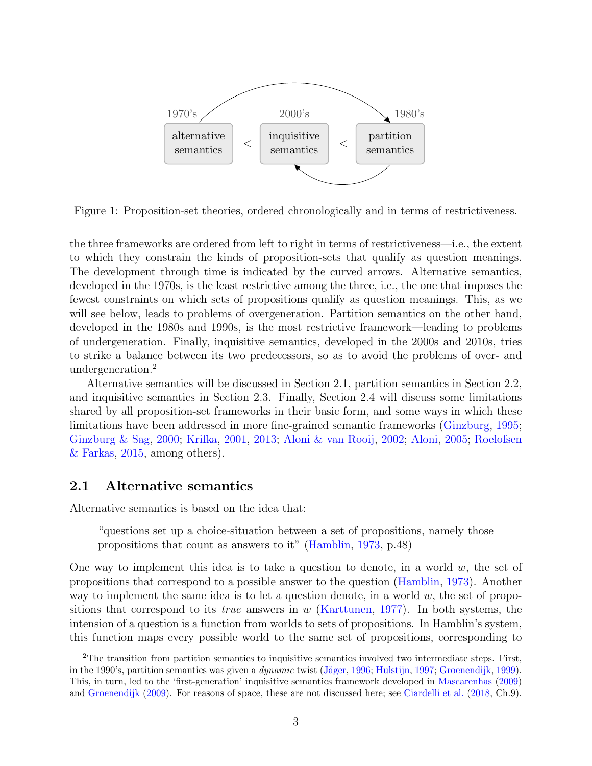1970's 2000's 1980's

alternative semantics < inquisitive semantics < partition semantics

Figure 1: Proposition-set theories, ordered chronologically and in terms of restrictiveness.

the three frameworks are ordered from left to right in terms of restrictiveness—i.e., the extent to which they constrain the kinds of proposition-sets that qualify as question meanings. The development through time is indicated by the curved arrows. Alternative semantics, developed in the 1970s, is the least restrictive among the three, i.e., the one that imposes the fewest constraints on which sets of propositions qualify as question meanings. This, as we will see below, leads to problems of overgeneration. Partition semantics on the other hand, developed in the 1980s and 1990s, is the most restrictive framework—leading to problems of undergeneration. Finally, inquisitive semantics, developed in the 2000s and 2010s, tries to strike a balance between its two predecessors, so as to avoid the problems of over- and undergeneration.[2]

Alternative semantics will be discussed in Section 2.1, partition semantics in Section 2.2, and inquisitive semantics in Section 2.3. Finally, Section 2.4 will discuss some limitations shared by all proposition-set frameworks in their basic form, and some ways in which these limitations have been addressed in more fine-grained semantic frameworks (Ginzburg, 1995; Ginzburg & Sag, 2000; Krifka, 2001, 2013; Aloni & van Rooij, 2002; Aloni, 2005; Roelofsen & Farkas, 2015, among others).

## 2.1 Alternative semantics

Alternative semantics is based on the idea that:

> "questions set up a choice-situation between a set of propositions, namely those propositions that count as answers to it" (Hamblin, 1973, p.48)

One way to implement this idea is to take a question to denote, in a world $w$, the set of propositions that correspond to a possible answer to the question (Hamblin, 1973). Another way to implement the same idea is to let a question denote, in a world $w$, the set of propositions that correspond to its *true* answers in $w$ (Karttunen, 1977). In both systems, the intension of a question is a function from worlds to sets of propositions. In Hamblin's system, this function maps every possible world to the same set of propositions, corresponding to

[2]The transition from partition semantics to inquisitive semantics involved two intermediate steps. First, in the 1990's, partition semantics was given a *dynamic* twist (Jäger, 1996; Hulstijn, 1997; Groenendijk, 1999). This, in turn, led to the 'first-generation' inquisitive semantics framework developed in Mascarenhas (2009) and Groenendijk (2009). For reasons of space, these are not discussed here; see Ciardelli et al. (2018, Ch.9).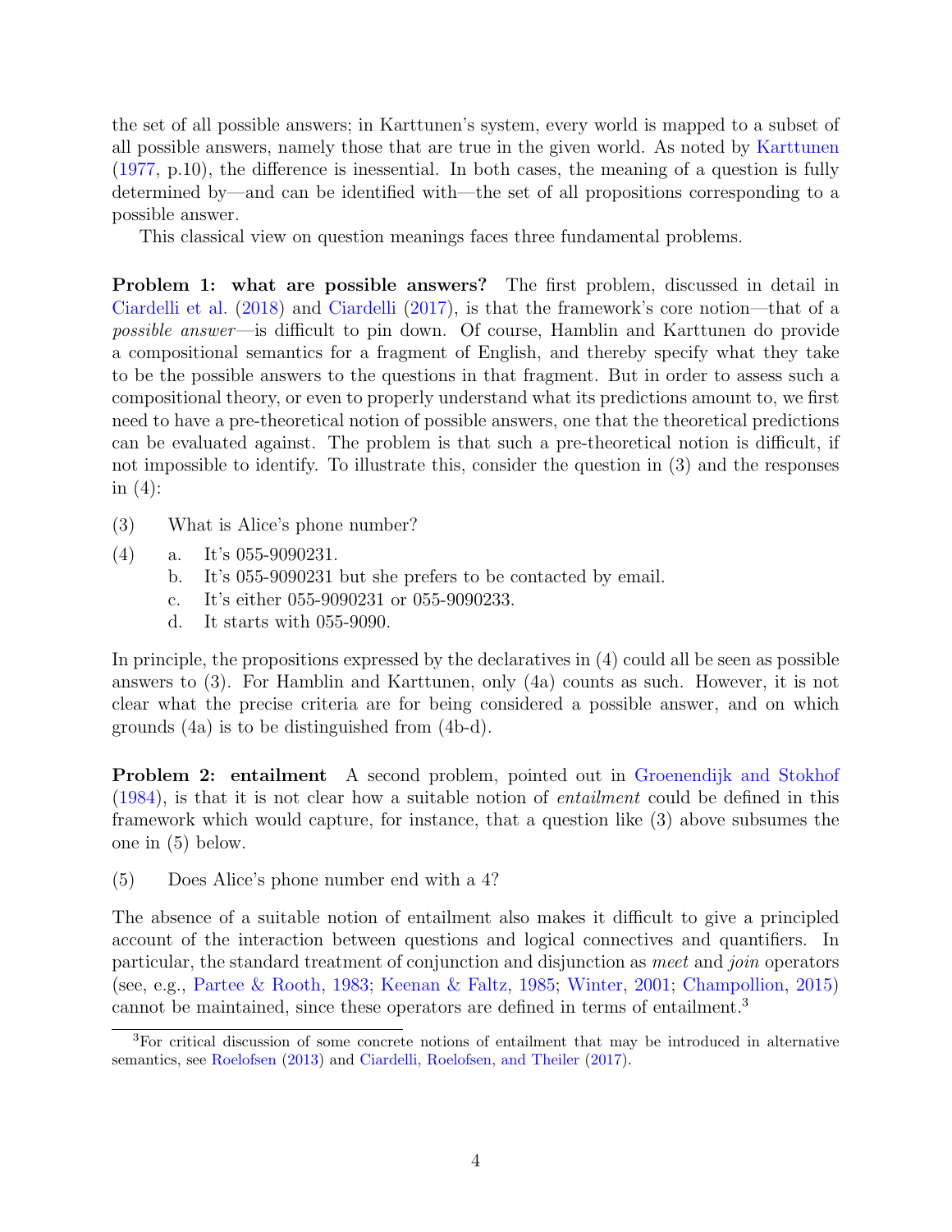the set of all possible answers; in Karttunen's system, every world is mapped to a subset of all possible answers, namely those that are true in the given world. As noted by Karttunen (1977, p.10), the difference is inessential. In both cases, the meaning of a question is fully determined by—and can be identified with—the set of all propositions corresponding to a possible answer.

This classical view on question meanings faces three fundamental problems.

**Problem 1: what are possible answers?** The first problem, discussed in detail in Ciardelli et al. (2018) and Ciardelli (2017), is that the framework's core notion—that of a *possible answer*—is difficult to pin down. Of course, Hamblin and Karttunen do provide a compositional semantics for a fragment of English, and thereby specify what they take to be the possible answers to the questions in that fragment. But in order to assess such a compositional theory, or even to properly understand what its predictions amount to, we first need to have a pre-theoretical notion of possible answers, one that the theoretical predictions can be evaluated against. The problem is that such a pre-theoretical notion is difficult, if not impossible to identify. To illustrate this, consider the question in (3) and the responses in (4):

(3) What is Alice's phone number?

(4) a. It's 055-9090231.
  b. It's 055-9090231 but she prefers to be contacted by email.
  c. It's either 055-9090231 or 055-9090233.
  d. It starts with 055-9090.

In principle, the propositions expressed by the declaratives in (4) could all be seen as possible answers to (3). For Hamblin and Karttunen, only (4a) counts as such. However, it is not clear what the precise criteria are for being considered a possible answer, and on which grounds (4a) is to be distinguished from (4b-d).

**Problem 2: entailment** A second problem, pointed out in Groenendijk and Stokhof (1984), is that it is not clear how a suitable notion of *entailment* could be defined in this framework which would capture, for instance, that a question like (3) above subsumes the one in (5) below.

(5) Does Alice's phone number end with a 4?

The absence of a suitable notion of entailment also makes it difficult to give a principled account of the interaction between questions and logical connectives and quantifiers. In particular, the standard treatment of conjunction and disjunction as *meet* and *join* operators (see, e.g., Partee & Rooth, 1983; Keenan & Faltz, 1985; Winter, 2001; Champollion, 2015) cannot be maintained, since these operators are defined in terms of entailment.[3]

[3]For critical discussion of some concrete notions of entailment that may be introduced in alternative semantics, see Roelofsen (2013) and Ciardelli, Roelofsen, and Theiler (2017).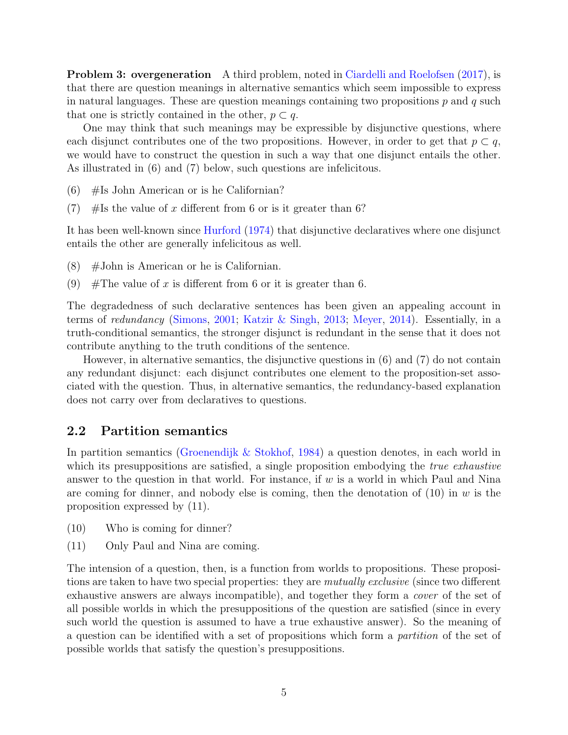**Problem 3: overgeneration** A third problem, noted in Ciardelli and Roelofsen (2017), is that there are question meanings in alternative semantics which seem impossible to express in natural languages. These are question meanings containing two propositions $p$ and $q$ such that one is strictly contained in the other, $p \subset q$.

One may think that such meanings may be expressible by disjunctive questions, where each disjunct contributes one of the two propositions. However, in order to get that $p \subset q$, we would have to construct the question in such a way that one disjunct entails the other. As illustrated in (6) and (7) below, such questions are infelicitous.

(6) #Is John American or is he Californian?

(7) #Is the value of $x$ different from 6 or is it greater than 6?

It has been well-known since Hurford (1974) that disjunctive declaratives where one disjunct entails the other are generally infelicitous as well.

(8) #John is American or he is Californian.

(9) #The value of $x$ is different from 6 or it is greater than 6.

The degradedness of such declarative sentences has been given an appealing account in terms of *redundancy* (Simons, 2001; Katzir & Singh, 2013; Meyer, 2014). Essentially, in a truth-conditional semantics, the stronger disjunct is redundant in the sense that it does not contribute anything to the truth conditions of the sentence.

However, in alternative semantics, the disjunctive questions in (6) and (7) do not contain any redundant disjunct: each disjunct contributes one element to the proposition-set associated with the question. Thus, in alternative semantics, the redundancy-based explanation does not carry over from declaratives to questions.

## 2.2 Partition semantics

In partition semantics (Groenendijk & Stokhof, 1984) a question denotes, in each world in which its presuppositions are satisfied, a single proposition embodying the *true exhaustive* answer to the question in that world. For instance, if $w$ is a world in which Paul and Nina are coming for dinner, and nobody else is coming, then the denotation of (10) in $w$ is the proposition expressed by (11).

(10) Who is coming for dinner?

(11) Only Paul and Nina are coming.

The intension of a question, then, is a function from worlds to propositions. These propositions are taken to have two special properties: they are *mutually exclusive* (since two different exhaustive answers are always incompatible), and together they form a *cover* of the set of all possible worlds in which the presuppositions of the question are satisfied (since in every such world the question is assumed to have a true exhaustive answer). So the meaning of a question can be identified with a set of propositions which form a *partition* of the set of possible worlds that satisfy the question's presuppositions.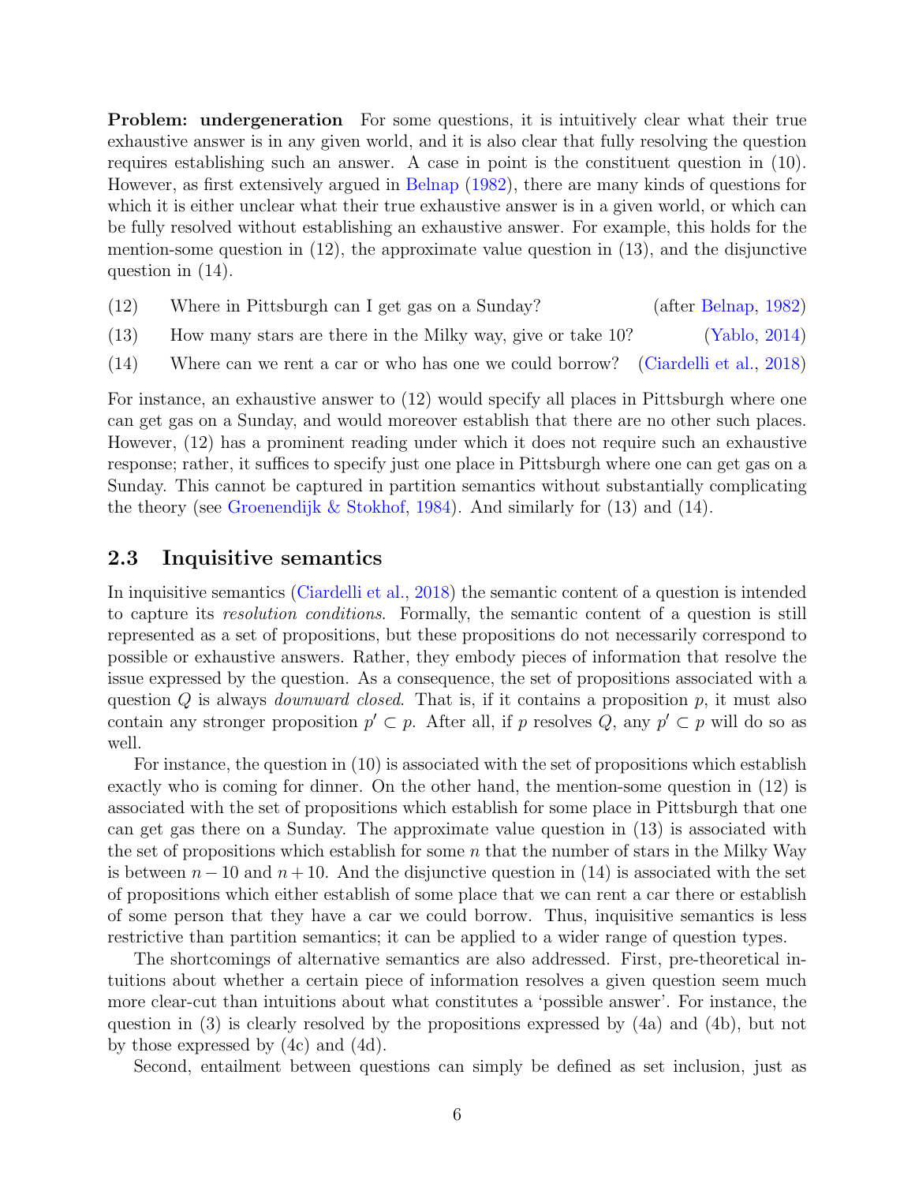**Problem: undergeneration** For some questions, it is intuitively clear what their true exhaustive answer is in any given world, and it is also clear that fully resolving the question requires establishing such an answer. A case in point is the constituent question in (10). However, as first extensively argued in Belnap (1982), there are many kinds of questions for which it is either unclear what their true exhaustive answer is in a given world, or which can be fully resolved without establishing an exhaustive answer. For example, this holds for the mention-some question in (12), the approximate value question in (13), and the disjunctive question in (14).

(12) Where in Pittsburgh can I get gas on a Sunday? (after Belnap, 1982)

(13) How many stars are there in the Milky way, give or take 10? (Yablo, 2014)

(14) Where can we rent a car or who has one we could borrow? (Ciardelli et al., 2018)

For instance, an exhaustive answer to (12) would specify all places in Pittsburgh where one can get gas on a Sunday, and would moreover establish that there are no other such places. However, (12) has a prominent reading under which it does not require such an exhaustive response; rather, it suffices to specify just one place in Pittsburgh where one can get gas on a Sunday. This cannot be captured in partition semantics without substantially complicating the theory (see Groenendijk & Stokhof, 1984). And similarly for (13) and (14).

## 2.3 Inquisitive semantics

In inquisitive semantics (Ciardelli et al., 2018) the semantic content of a question is intended to capture its *resolution conditions*. Formally, the semantic content of a question is still represented as a set of propositions, but these propositions do not necessarily correspond to possible or exhaustive answers. Rather, they embody pieces of information that resolve the issue expressed by the question. As a consequence, the set of propositions associated with a question $Q$ is always *downward closed*. That is, if it contains a proposition $p$, it must also contain any stronger proposition $p' \subset p$. After all, if $p$ resolves $Q$, any $p' \subset p$ will do so as well.

For instance, the question in (10) is associated with the set of propositions which establish exactly who is coming for dinner. On the other hand, the mention-some question in (12) is associated with the set of propositions which establish for some place in Pittsburgh that one can get gas there on a Sunday. The approximate value question in (13) is associated with the set of propositions which establish for some $n$ that the number of stars in the Milky Way is between $n - 10$ and $n + 10$. And the disjunctive question in (14) is associated with the set of propositions which either establish of some place that we can rent a car there or establish of some person that they have a car we could borrow. Thus, inquisitive semantics is less restrictive than partition semantics; it can be applied to a wider range of question types.

The shortcomings of alternative semantics are also addressed. First, pre-theoretical intuitions about whether a certain piece of information resolves a given question seem much more clear-cut than intuitions about what constitutes a 'possible answer'. For instance, the question in (3) is clearly resolved by the propositions expressed by (4a) and (4b), but not by those expressed by (4c) and (4d).

Second, entailment between questions can simply be defined as set inclusion, just as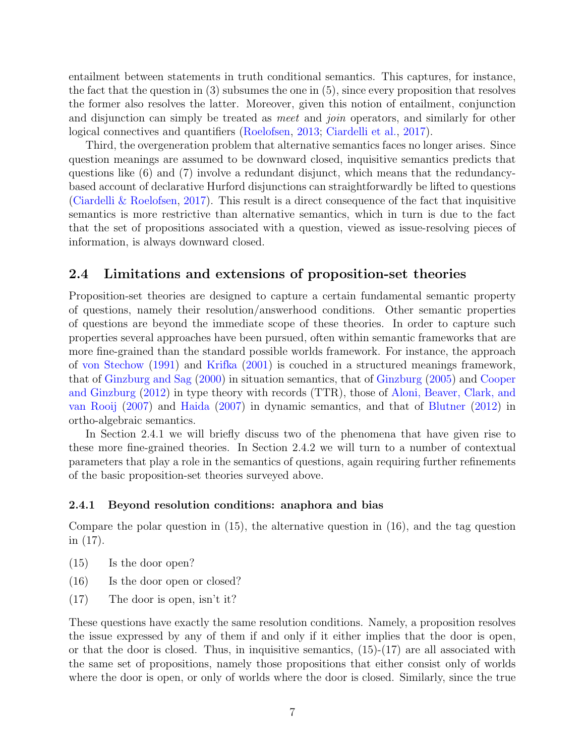entailment between statements in truth conditional semantics. This captures, for instance, the fact that the question in (3) subsumes the one in (5), since every proposition that resolves the former also resolves the latter. Moreover, given this notion of entailment, conjunction and disjunction can simply be treated as *meet* and *join* operators, and similarly for other logical connectives and quantifiers (Roelofsen, 2013; Ciardelli et al., 2017).

Third, the overgeneration problem that alternative semantics faces no longer arises. Since question meanings are assumed to be downward closed, inquisitive semantics predicts that questions like (6) and (7) involve a redundant disjunct, which means that the redundancy-based account of declarative Hurford disjunctions can straightforwardly be lifted to questions (Ciardelli & Roelofsen, 2017). This result is a direct consequence of the fact that inquisitive semantics is more restrictive than alternative semantics, which in turn is due to the fact that the set of propositions associated with a question, viewed as issue-resolving pieces of information, is always downward closed.

## 2.4 Limitations and extensions of proposition-set theories

Proposition-set theories are designed to capture a certain fundamental semantic property of questions, namely their resolution/answerhood conditions. Other semantic properties of questions are beyond the immediate scope of these theories. In order to capture such properties several approaches have been pursued, often within semantic frameworks that are more fine-grained than the standard possible worlds framework. For instance, the approach of von Stechow (1991) and Krifka (2001) is couched in a structured meanings framework, that of Ginzburg and Sag (2000) in situation semantics, that of Ginzburg (2005) and Cooper and Ginzburg (2012) in type theory with records (TTR), those of Aloni, Beaver, Clark, and van Rooij (2007) and Haida (2007) in dynamic semantics, and that of Blutner (2012) in ortho-algebraic semantics.

In Section 2.4.1 we will briefly discuss two of the phenomena that have given rise to these more fine-grained theories. In Section 2.4.2 we will turn to a number of contextual parameters that play a role in the semantics of questions, again requiring further refinements of the basic proposition-set theories surveyed above.

### 2.4.1 Beyond resolution conditions: anaphora and bias

Compare the polar question in (15), the alternative question in (16), and the tag question in (17).

(15) Is the door open?

(16) Is the door open or closed?

(17) The door is open, isn't it?

These questions have exactly the same resolution conditions. Namely, a proposition resolves the issue expressed by any of them if and only if it either implies that the door is open, or that the door is closed. Thus, in inquisitive semantics, (15)-(17) are all associated with the same set of propositions, namely those propositions that either consist only of worlds where the door is open, or only of worlds where the door is closed. Similarly, since the true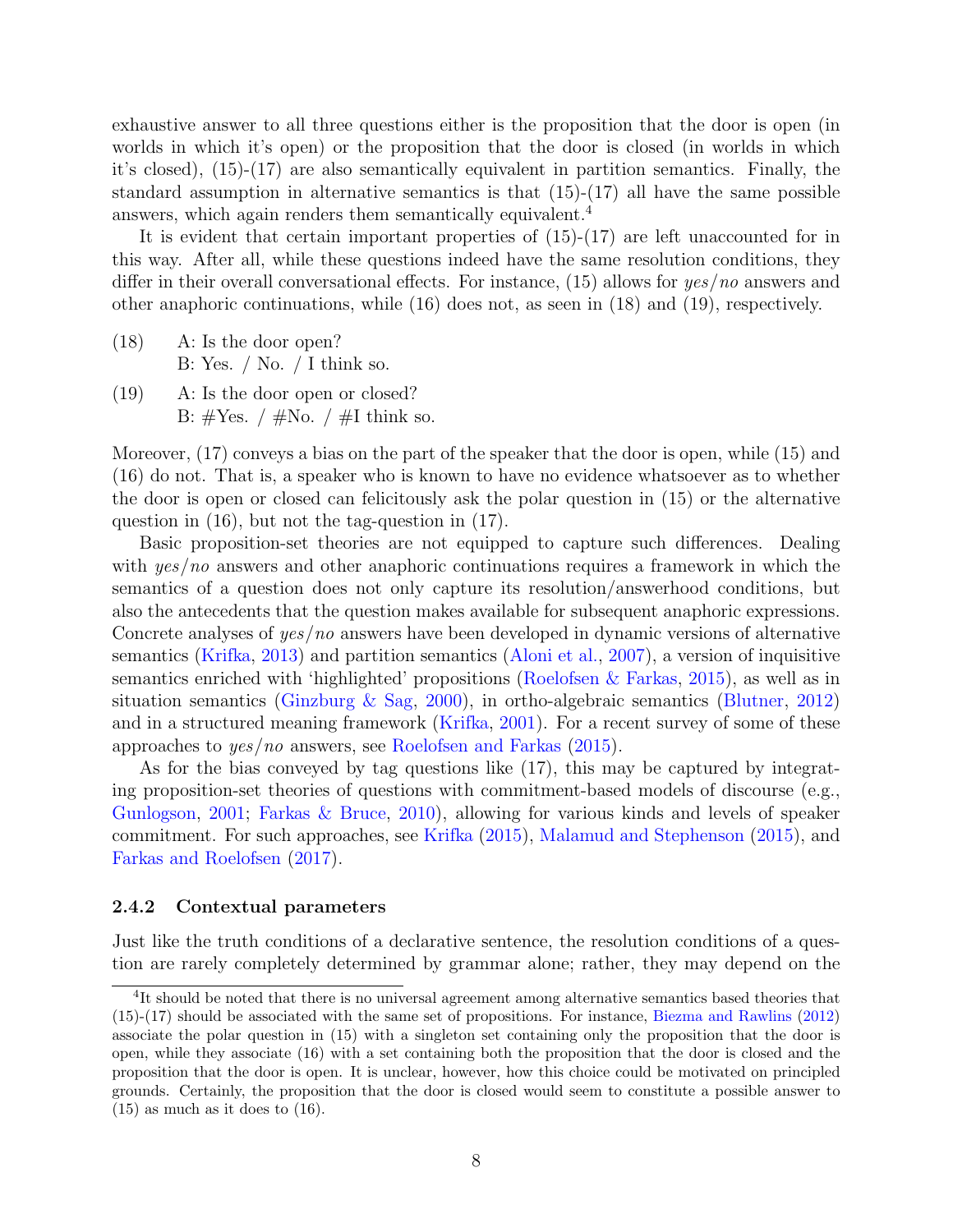exhaustive answer to all three questions either is the proposition that the door is open (in worlds in which it's open) or the proposition that the door is closed (in worlds in which it's closed), (15)-(17) are also semantically equivalent in partition semantics. Finally, the standard assumption in alternative semantics is that (15)-(17) all have the same possible answers, which again renders them semantically equivalent.[4]

It is evident that certain important properties of (15)-(17) are left unaccounted for in this way. After all, while these questions indeed have the same resolution conditions, they differ in their overall conversational effects. For instance, (15) allows for *yes/no* answers and other anaphoric continuations, while (16) does not, as seen in (18) and (19), respectively.

(18) A: Is the door open?
B: Yes. / No. / I think so.

(19) A: Is the door open or closed?
B: #Yes. / #No. / #I think so.

Moreover, (17) conveys a bias on the part of the speaker that the door is open, while (15) and (16) do not. That is, a speaker who is known to have no evidence whatsoever as to whether the door is open or closed can felicitously ask the polar question in (15) or the alternative question in (16), but not the tag-question in (17).

Basic proposition-set theories are not equipped to capture such differences. Dealing with *yes/no* answers and other anaphoric continuations requires a framework in which the semantics of a question does not only capture its resolution/answerhood conditions, but also the antecedents that the question makes available for subsequent anaphoric expressions. Concrete analyses of *yes/no* answers have been developed in dynamic versions of alternative semantics (Krifka, 2013) and partition semantics (Aloni et al., 2007), a version of inquisitive semantics enriched with 'highlighted' propositions (Roelofsen & Farkas, 2015), as well as in situation semantics (Ginzburg & Sag, 2000), in ortho-algebraic semantics (Blutner, 2012) and in a structured meaning framework (Krifka, 2001). For a recent survey of some of these approaches to *yes/no* answers, see Roelofsen and Farkas (2015).

As for the bias conveyed by tag questions like (17), this may be captured by integrating proposition-set theories of questions with commitment-based models of discourse (e.g., Gunlogson, 2001; Farkas & Bruce, 2010), allowing for various kinds and levels of speaker commitment. For such approaches, see Krifka (2015), Malamud and Stephenson (2015), and Farkas and Roelofsen (2017).

### 2.4.2 Contextual parameters

Just like the truth conditions of a declarative sentence, the resolution conditions of a question are rarely completely determined by grammar alone; rather, they may depend on the

[4] It should be noted that there is no universal agreement among alternative semantics based theories that (15)-(17) should be associated with the same set of propositions. For instance, Biezma and Rawlins (2012) associate the polar question in (15) with a singleton set containing only the proposition that the door is open, while they associate (16) with a set containing both the proposition that the door is closed and the proposition that the door is open. It is unclear, however, how this choice could be motivated on principled grounds. Certainly, the proposition that the door is closed would seem to constitute a possible answer to (15) as much as it does to (16).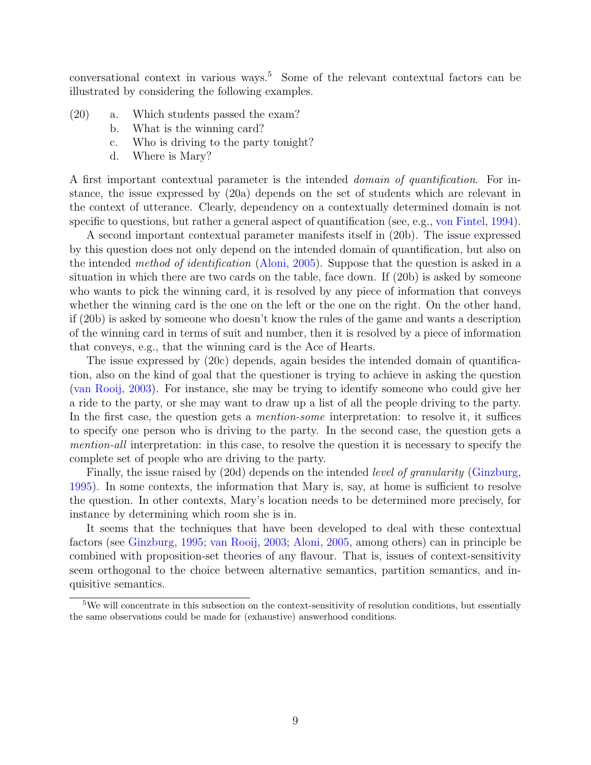conversational context in various ways.[5] Some of the relevant contextual factors can be illustrated by considering the following examples.

(20) a. Which students passed the exam?
     b. What is the winning card?
     c. Who is driving to the party tonight?
     d. Where is Mary?

A first important contextual parameter is the intended *domain of quantification*. For instance, the issue expressed by (20a) depends on the set of students which are relevant in the context of utterance. Clearly, dependency on a contextually determined domain is not specific to questions, but rather a general aspect of quantification (see, e.g., von Fintel, 1994).

A second important contextual parameter manifests itself in (20b). The issue expressed by this question does not only depend on the intended domain of quantification, but also on the intended *method of identification* (Aloni, 2005). Suppose that the question is asked in a situation in which there are two cards on the table, face down. If (20b) is asked by someone who wants to pick the winning card, it is resolved by any piece of information that conveys whether the winning card is the one on the left or the one on the right. On the other hand, if (20b) is asked by someone who doesn't know the rules of the game and wants a description of the winning card in terms of suit and number, then it is resolved by a piece of information that conveys, e.g., that the winning card is the Ace of Hearts.

The issue expressed by (20c) depends, again besides the intended domain of quantification, also on the kind of goal that the questioner is trying to achieve in asking the question (van Rooij, 2003). For instance, she may be trying to identify someone who could give her a ride to the party, or she may want to draw up a list of all the people driving to the party. In the first case, the question gets a *mention-some* interpretation: to resolve it, it suffices to specify one person who is driving to the party. In the second case, the question gets a *mention-all* interpretation: in this case, to resolve the question it is necessary to specify the complete set of people who are driving to the party.

Finally, the issue raised by (20d) depends on the intended *level of granularity* (Ginzburg, 1995). In some contexts, the information that Mary is, say, at home is sufficient to resolve the question. In other contexts, Mary's location needs to be determined more precisely, for instance by determining which room she is in.

It seems that the techniques that have been developed to deal with these contextual factors (see Ginzburg, 1995; van Rooij, 2003; Aloni, 2005, among others) can in principle be combined with proposition-set theories of any flavour. That is, issues of context-sensitivity seem orthogonal to the choice between alternative semantics, partition semantics, and inquisitive semantics.

[5] We will concentrate in this subsection on the context-sensitivity of resolution conditions, but essentially the same observations could be made for (exhaustive) answerhood conditions.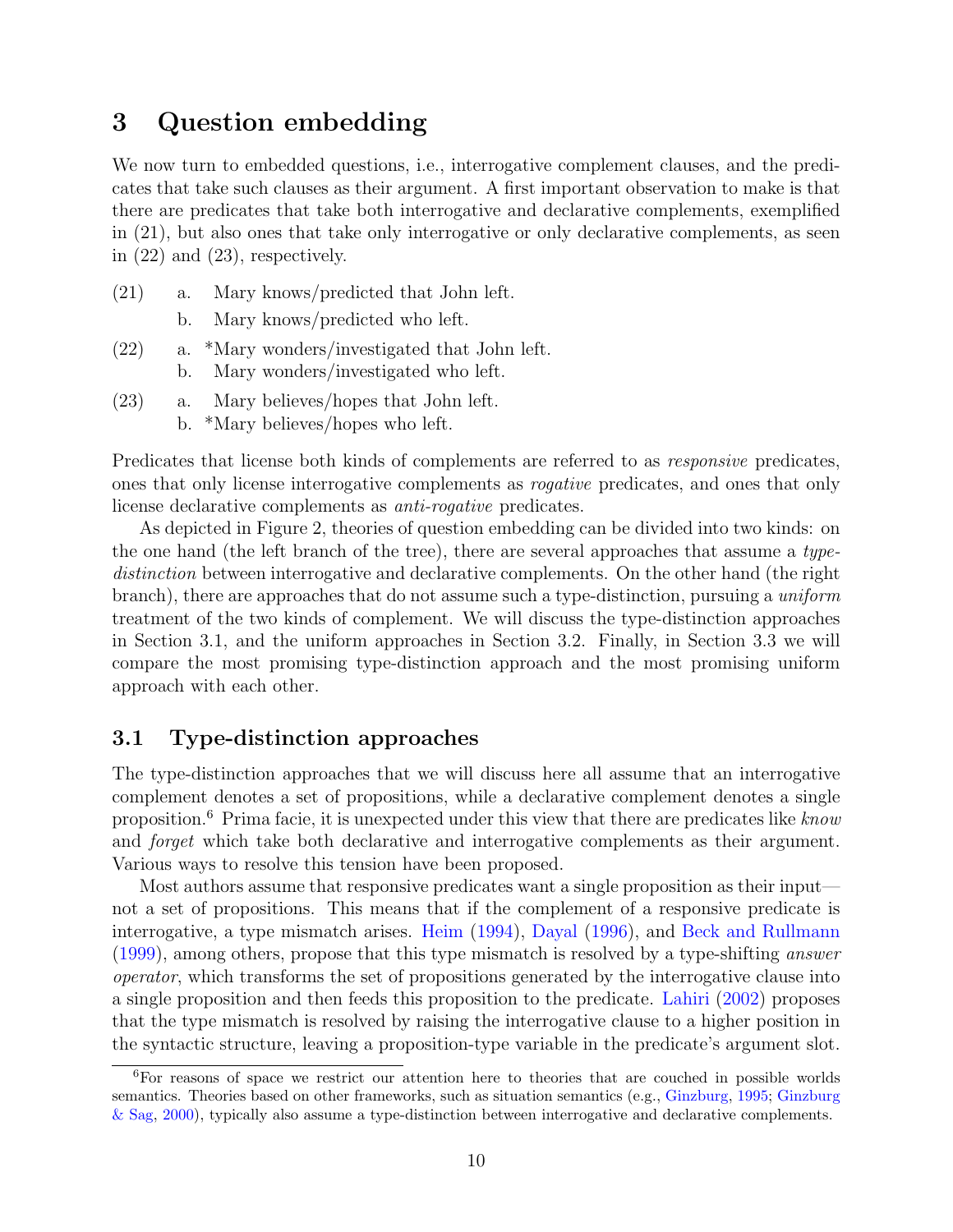# 3 Question embedding

We now turn to embedded questions, i.e., interrogative complement clauses, and the predicates that take such clauses as their argument. A first important observation to make is that there are predicates that take both interrogative and declarative complements, exemplified in (21), but also ones that take only interrogative or only declarative complements, as seen in (22) and (23), respectively.

(21) a. Mary knows/predicted that John left.
     b. Mary knows/predicted who left.

(22) a. *Mary wonders/investigated that John left.
     b. Mary wonders/investigated who left.

(23) a. Mary believes/hopes that John left.
     b. *Mary believes/hopes who left.

Predicates that license both kinds of complements are referred to as *responsive* predicates, ones that only license interrogative complements as *rogative* predicates, and ones that only license declarative complements as *anti-rogative* predicates.

As depicted in Figure 2, theories of question embedding can be divided into two kinds: on the one hand (the left branch of the tree), there are several approaches that assume a *type-distinction* between interrogative and declarative complements. On the other hand (the right branch), there are approaches that do not assume such a type-distinction, pursuing a *uniform* treatment of the two kinds of complement. We will discuss the type-distinction approaches in Section 3.1, and the uniform approaches in Section 3.2. Finally, in Section 3.3 we will compare the most promising type-distinction approach and the most promising uniform approach with each other.

## 3.1 Type-distinction approaches

The type-distinction approaches that we will discuss here all assume that an interrogative complement denotes a set of propositions, while a declarative complement denotes a single proposition.[6] Prima facie, it is unexpected under this view that there are predicates like *know* and *forget* which take both declarative and interrogative complements as their argument. Various ways to resolve this tension have been proposed.

Most authors assume that responsive predicates want a single proposition as their input—not a set of propositions. This means that if the complement of a responsive predicate is interrogative, a type mismatch arises. Heim (1994), Dayal (1996), and Beck and Rullmann (1999), among others, propose that this type mismatch is resolved by a type-shifting *answer operator*, which transforms the set of propositions generated by the interrogative clause into a single proposition and then feeds this proposition to the predicate. Lahiri (2002) proposes that the type mismatch is resolved by raising the interrogative clause to a higher position in the syntactic structure, leaving a proposition-type variable in the predicate's argument slot.

[6] For reasons of space we restrict our attention here to theories that are couched in possible worlds semantics. Theories based on other frameworks, such as situation semantics (e.g., Ginzburg, 1995; Ginzburg & Sag, 2000), typically also assume a type-distinction between interrogative and declarative complements.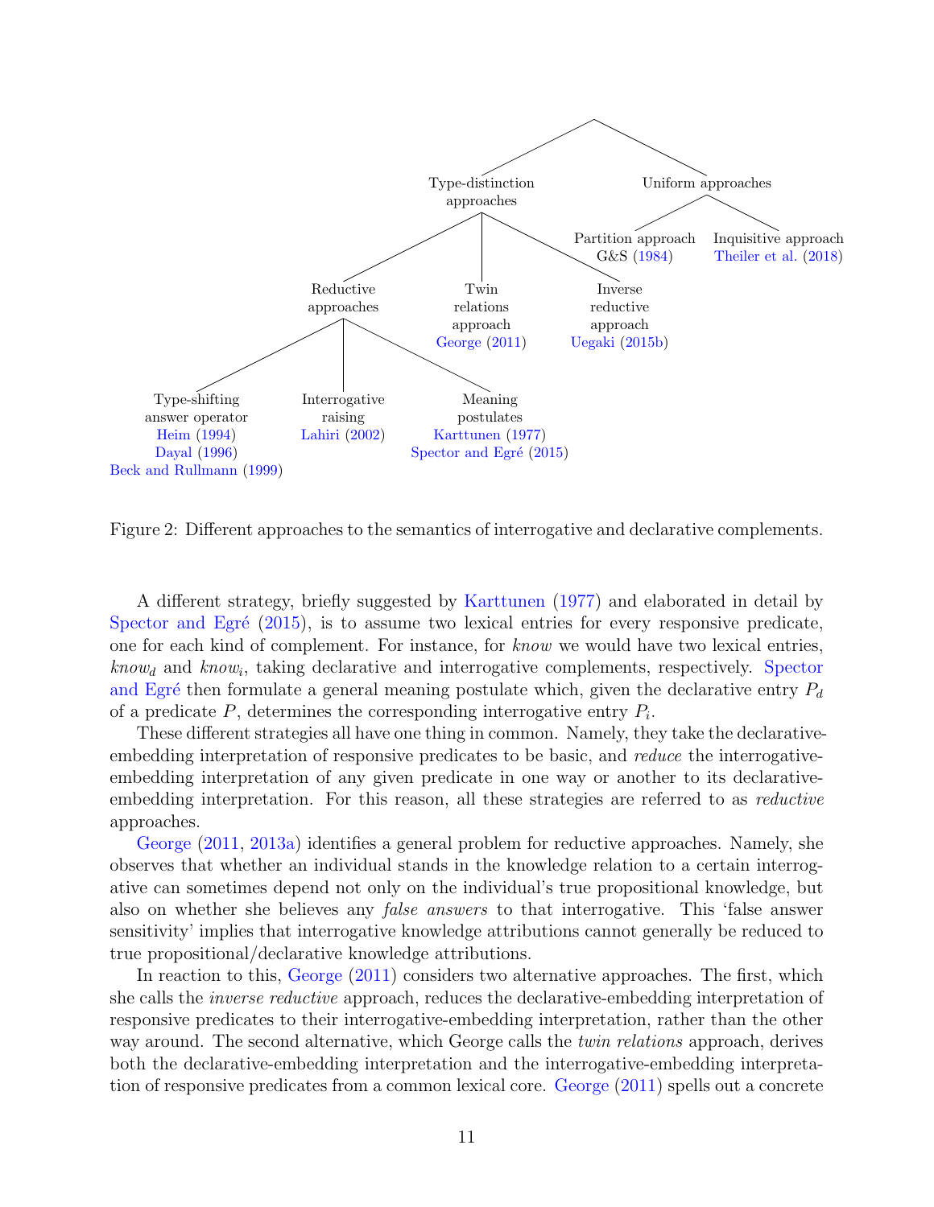- Type-distinction approaches
  - Reductive approaches
    - Type-shifting answer operator: Heim (1994), Dayal (1996), Beck and Rullmann (1999)
    - Interrogative raising: Lahiri (2002)
    - Meaning postulates: Karttunen (1977), Spector and Egré (2015)
  - Twin relations approach: George (2011)
  - Inverse reductive approach: Uegaki (2015b)
- Uniform approaches
  - Partition approach: G&S (1984)
  - Inquisitive approach: Theiler et al. (2018)

Figure 2: Different approaches to the semantics of interrogative and declarative complements.

A different strategy, briefly suggested by Karttunen (1977) and elaborated in detail by Spector and Egré (2015), is to assume two lexical entries for every responsive predicate, one for each kind of complement. For instance, for *know* we would have two lexical entries, $know_d$ and $know_i$, taking declarative and interrogative complements, respectively. Spector and Egré then formulate a general meaning postulate which, given the declarative entry $P_d$ of a predicate $P$, determines the corresponding interrogative entry $P_i$.

These different strategies all have one thing in common. Namely, they take the declarative-embedding interpretation of responsive predicates to be basic, and *reduce* the interrogative-embedding interpretation of any given predicate in one way or another to its declarative-embedding interpretation. For this reason, all these strategies are referred to as *reductive* approaches.

George (2011, 2013a) identifies a general problem for reductive approaches. Namely, she observes that whether an individual stands in the knowledge relation to a certain interrogative can sometimes depend not only on the individual's true propositional knowledge, but also on whether she believes any *false answers* to that interrogative. This 'false answer sensitivity' implies that interrogative knowledge attributions cannot generally be reduced to true propositional/declarative knowledge attributions.

In reaction to this, George (2011) considers two alternative approaches. The first, which she calls the *inverse reductive* approach, reduces the declarative-embedding interpretation of responsive predicates to their interrogative-embedding interpretation, rather than the other way around. The second alternative, which George calls the *twin relations* approach, derives both the declarative-embedding interpretation and the interrogative-embedding interpretation of responsive predicates from a common lexical core. George (2011) spells out a concrete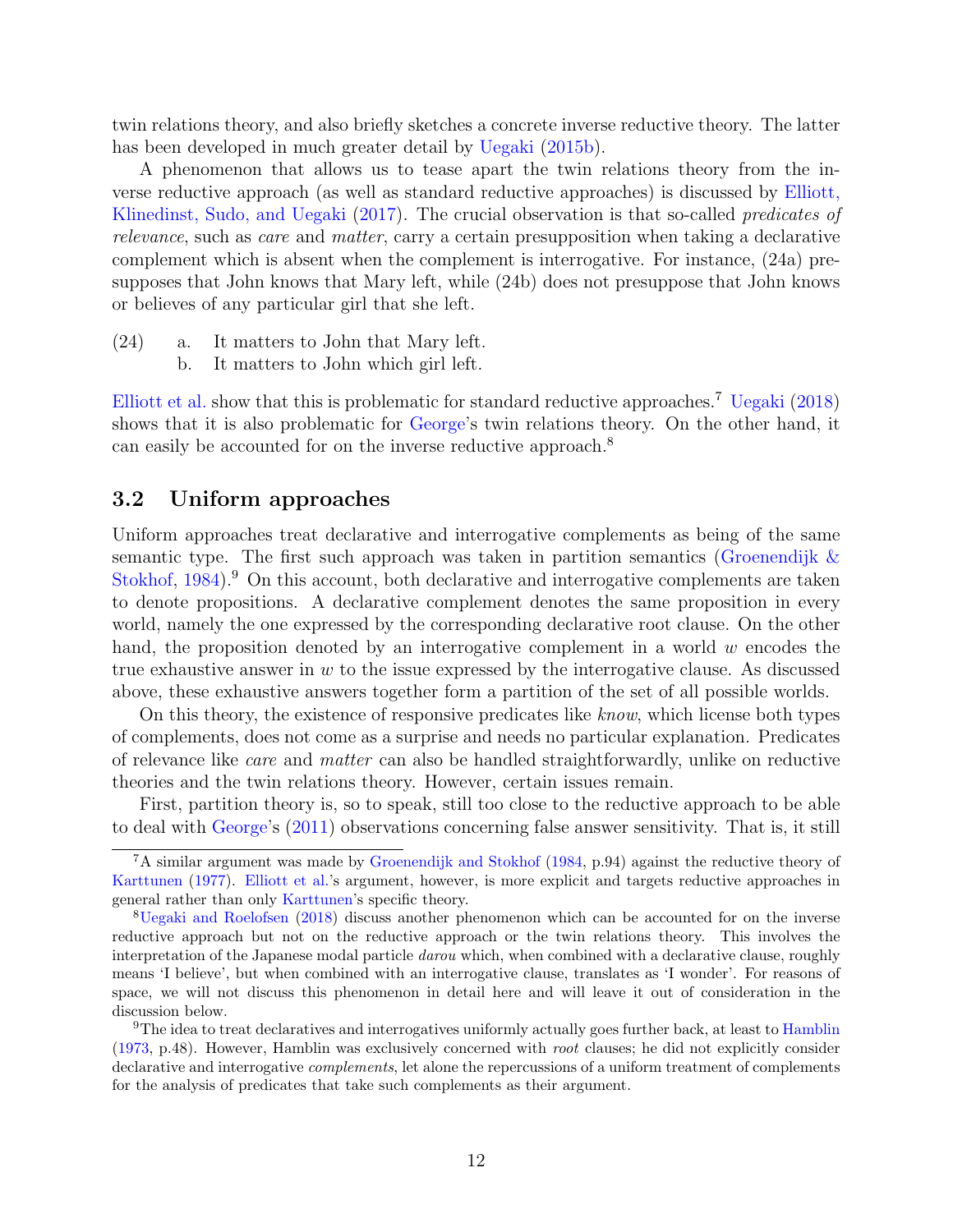twin relations theory, and also briefly sketches a concrete inverse reductive theory. The latter has been developed in much greater detail by Uegaki (2015b).

A phenomenon that allows us to tease apart the twin relations theory from the inverse reductive approach (as well as standard reductive approaches) is discussed by Elliott, Klinedinst, Sudo, and Uegaki (2017). The crucial observation is that so-called *predicates of relevance*, such as *care* and *matter*, carry a certain presupposition when taking a declarative complement which is absent when the complement is interrogative. For instance, (24a) presupposes that John knows that Mary left, while (24b) does not presuppose that John knows or believes of any particular girl that she left.

(24) a. It matters to John that Mary left.
  b. It matters to John which girl left.

Elliott et al. show that this is problematic for standard reductive approaches.[7] Uegaki (2018) shows that it is also problematic for George's twin relations theory. On the other hand, it can easily be accounted for on the inverse reductive approach.[8]

### 3.2 Uniform approaches

Uniform approaches treat declarative and interrogative complements as being of the same semantic type. The first such approach was taken in partition semantics (Groenendijk & Stokhof, 1984).[9] On this account, both declarative and interrogative complements are taken to denote propositions. A declarative complement denotes the same proposition in every world, namely the one expressed by the corresponding declarative root clause. On the other hand, the proposition denoted by an interrogative complement in a world $w$ encodes the true exhaustive answer in $w$ to the issue expressed by the interrogative clause. As discussed above, these exhaustive answers together form a partition of the set of all possible worlds.

On this theory, the existence of responsive predicates like *know*, which license both types of complements, does not come as a surprise and needs no particular explanation. Predicates of relevance like *care* and *matter* can also be handled straightforwardly, unlike on reductive theories and the twin relations theory. However, certain issues remain.

First, partition theory is, so to speak, still too close to the reductive approach to be able to deal with George's (2011) observations concerning false answer sensitivity. That is, it still

---

[7] A similar argument was made by Groenendijk and Stokhof (1984, p.94) against the reductive theory of Karttunen (1977). Elliott et al.'s argument, however, is more explicit and targets reductive approaches in general rather than only Karttunen's specific theory.

[8] Uegaki and Roelofsen (2018) discuss another phenomenon which can be accounted for on the inverse reductive approach but not on the reductive approach or the twin relations theory. This involves the interpretation of the Japanese modal particle *darou* which, when combined with a declarative clause, roughly means 'I believe', but when combined with an interrogative clause, translates as 'I wonder'. For reasons of space, we will not discuss this phenomenon in detail here and will leave it out of consideration in the discussion below.

[9] The idea to treat declaratives and interrogatives uniformly actually goes further back, at least to Hamblin (1973, p.48). However, Hamblin was exclusively concerned with *root* clauses; he did not explicitly consider declarative and interrogative *complements*, let alone the repercussions of a uniform treatment of complements for the analysis of predicates that take such complements as their argument.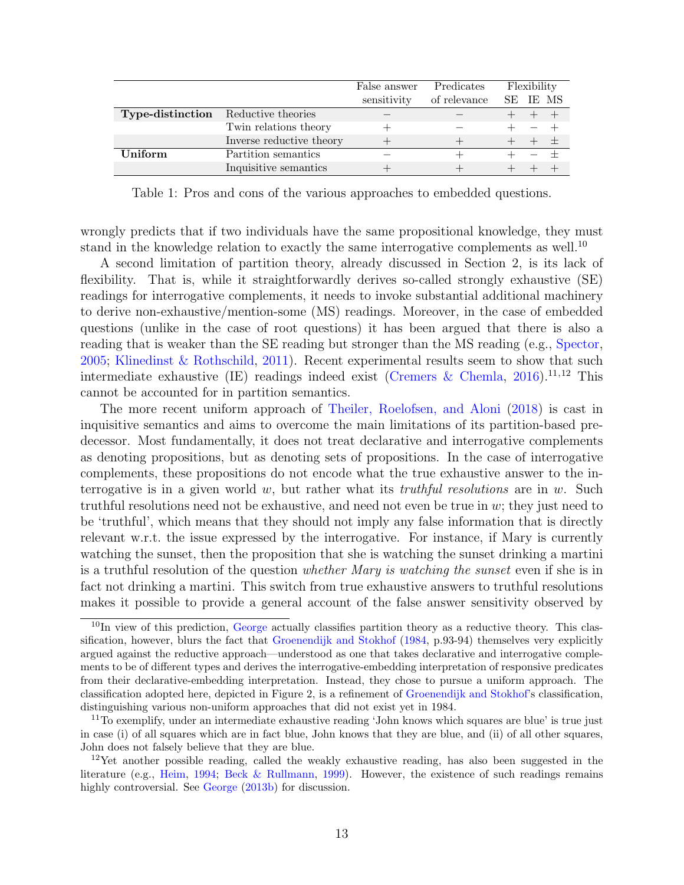| | | False answer sensitivity | Predicates of relevance | Flexibility | | |
|---|---|---|---|---|---|---|
| | | | | SE | IE | MS |
| **Type-distinction** | Reductive theories | − | − | + | + | + |
| | Twin relations theory | + | − | + | − | + |
| | Inverse reductive theory | + | + | + | + | ± |
| **Uniform** | Partition semantics | − | + | + | − | ± |
| | Inquisitive semantics | + | + | + | + | + |

Table 1: Pros and cons of the various approaches to embedded questions.

wrongly predicts that if two individuals have the same propositional knowledge, they must stand in the knowledge relation to exactly the same interrogative complements as well.[10]

A second limitation of partition theory, already discussed in Section 2, is its lack of flexibility. That is, while it straightforwardly derives so-called strongly exhaustive (SE) readings for interrogative complements, it needs to invoke substantial additional machinery to derive non-exhaustive/mention-some (MS) readings. Moreover, in the case of embedded questions (unlike in the case of root questions) it has been argued that there is also a reading that is weaker than the SE reading but stronger than the MS reading (e.g., Spector, 2005; Klinedinst & Rothschild, 2011). Recent experimental results seem to show that such intermediate exhaustive (IE) readings indeed exist (Cremers & Chemla, 2016).[11,12] This cannot be accounted for in partition semantics.

The more recent uniform approach of Theiler, Roelofsen, and Aloni (2018) is cast in inquisitive semantics and aims to overcome the main limitations of its partition-based predecessor. Most fundamentally, it does not treat declarative and interrogative complements as denoting propositions, but as denoting sets of propositions. In the case of interrogative complements, these propositions do not encode what the true exhaustive answer to the interrogative is in a given world $w$, but rather what its *truthful resolutions* are in $w$. Such truthful resolutions need not be exhaustive, and need not even be true in $w$; they just need to be 'truthful', which means that they should not imply any false information that is directly relevant w.r.t. the issue expressed by the interrogative. For instance, if Mary is currently watching the sunset, then the proposition that she is watching the sunset drinking a martini is a truthful resolution of the question *whether Mary is watching the sunset* even if she is in fact not drinking a martini. This switch from true exhaustive answers to truthful resolutions makes it possible to provide a general account of the false answer sensitivity observed by

[10] In view of this prediction, George actually classifies partition theory as a reductive theory. This classification, however, blurs the fact that Groenendijk and Stokhof (1984, p.93-94) themselves very explicitly argued against the reductive approach—understood as one that takes declarative and interrogative complements to be of different types and derives the interrogative-embedding interpretation of responsive predicates from their declarative-embedding interpretation. Instead, they chose to pursue a uniform approach. The classification adopted here, depicted in Figure 2, is a refinement of Groenendijk and Stokhof's classification, distinguishing various non-uniform approaches that did not exist yet in 1984.

[11] To exemplify, under an intermediate exhaustive reading 'John knows which squares are blue' is true just in case (i) of all squares which are in fact blue, John knows that they are blue, and (ii) of all other squares, John does not falsely believe that they are blue.

[12] Yet another possible reading, called the weakly exhaustive reading, has also been suggested in the literature (e.g., Heim, 1994; Beck & Rullmann, 1999). However, the existence of such readings remains highly controversial. See George (2013b) for discussion.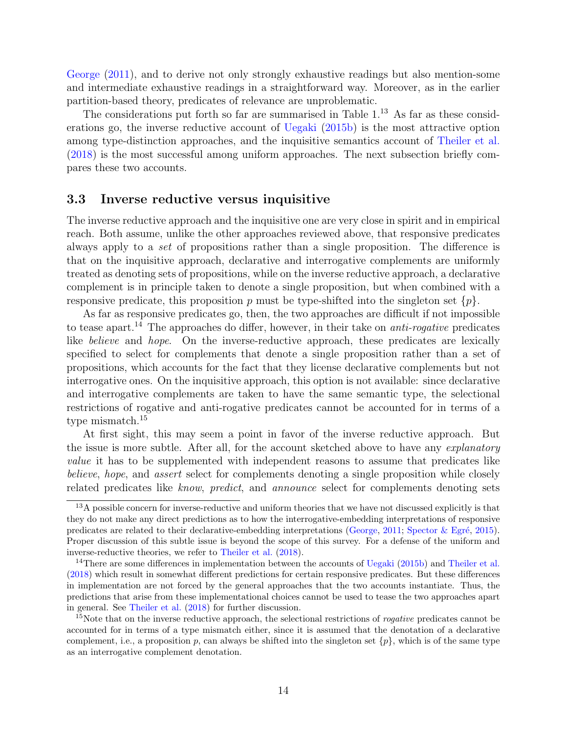George (2011), and to derive not only strongly exhaustive readings but also mention-some and intermediate exhaustive readings in a straightforward way. Moreover, as in the earlier partition-based theory, predicates of relevance are unproblematic.

The considerations put forth so far are summarised in Table 1.[13] As far as these considerations go, the inverse reductive account of Uegaki (2015b) is the most attractive option among type-distinction approaches, and the inquisitive semantics account of Theiler et al. (2018) is the most successful among uniform approaches. The next subsection briefly compares these two accounts.

### 3.3 Inverse reductive versus inquisitive

The inverse reductive approach and the inquisitive one are very close in spirit and in empirical reach. Both assume, unlike the other approaches reviewed above, that responsive predicates always apply to a *set* of propositions rather than a single proposition. The difference is that on the inquisitive approach, declarative and interrogative complements are uniformly treated as denoting sets of propositions, while on the inverse reductive approach, a declarative complement is in principle taken to denote a single proposition, but when combined with a responsive predicate, this proposition $p$ must be type-shifted into the singleton set $\{p\}$.

As far as responsive predicates go, then, the two approaches are difficult if not impossible to tease apart.[14] The approaches do differ, however, in their take on *anti-rogative* predicates like *believe* and *hope*. On the inverse-reductive approach, these predicates are lexically specified to select for complements that denote a single proposition rather than a set of propositions, which accounts for the fact that they license declarative complements but not interrogative ones. On the inquisitive approach, this option is not available: since declarative and interrogative complements are taken to have the same semantic type, the selectional restrictions of rogative and anti-rogative predicates cannot be accounted for in terms of a type mismatch.[15]

At first sight, this may seem a point in favor of the inverse reductive approach. But the issue is more subtle. After all, for the account sketched above to have any *explanatory value* it has to be supplemented with independent reasons to assume that predicates like *believe*, *hope*, and *assert* select for complements denoting a single proposition while closely related predicates like *know*, *predict*, and *announce* select for complements denoting sets

---

[13] A possible concern for inverse-reductive and uniform theories that we have not discussed explicitly is that they do not make any direct predictions as to how the interrogative-embedding interpretations of responsive predicates are related to their declarative-embedding interpretations (George, 2011; Spector & Egré, 2015). Proper discussion of this subtle issue is beyond the scope of this survey. For a defense of the uniform and inverse-reductive theories, we refer to Theiler et al. (2018).

[14] There are some differences in implementation between the accounts of Uegaki (2015b) and Theiler et al. (2018) which result in somewhat different predictions for certain responsive predicates. But these differences in implementation are not forced by the general approaches that the two accounts instantiate. Thus, the predictions that arise from these implementational choices cannot be used to tease the two approaches apart in general. See Theiler et al. (2018) for further discussion.

[15] Note that on the inverse reductive approach, the selectional restrictions of *rogative* predicates cannot be accounted for in terms of a type mismatch either, since it is assumed that the denotation of a declarative complement, i.e., a proposition $p$, can always be shifted into the singleton set $\{p\}$, which is of the same type as an interrogative complement denotation.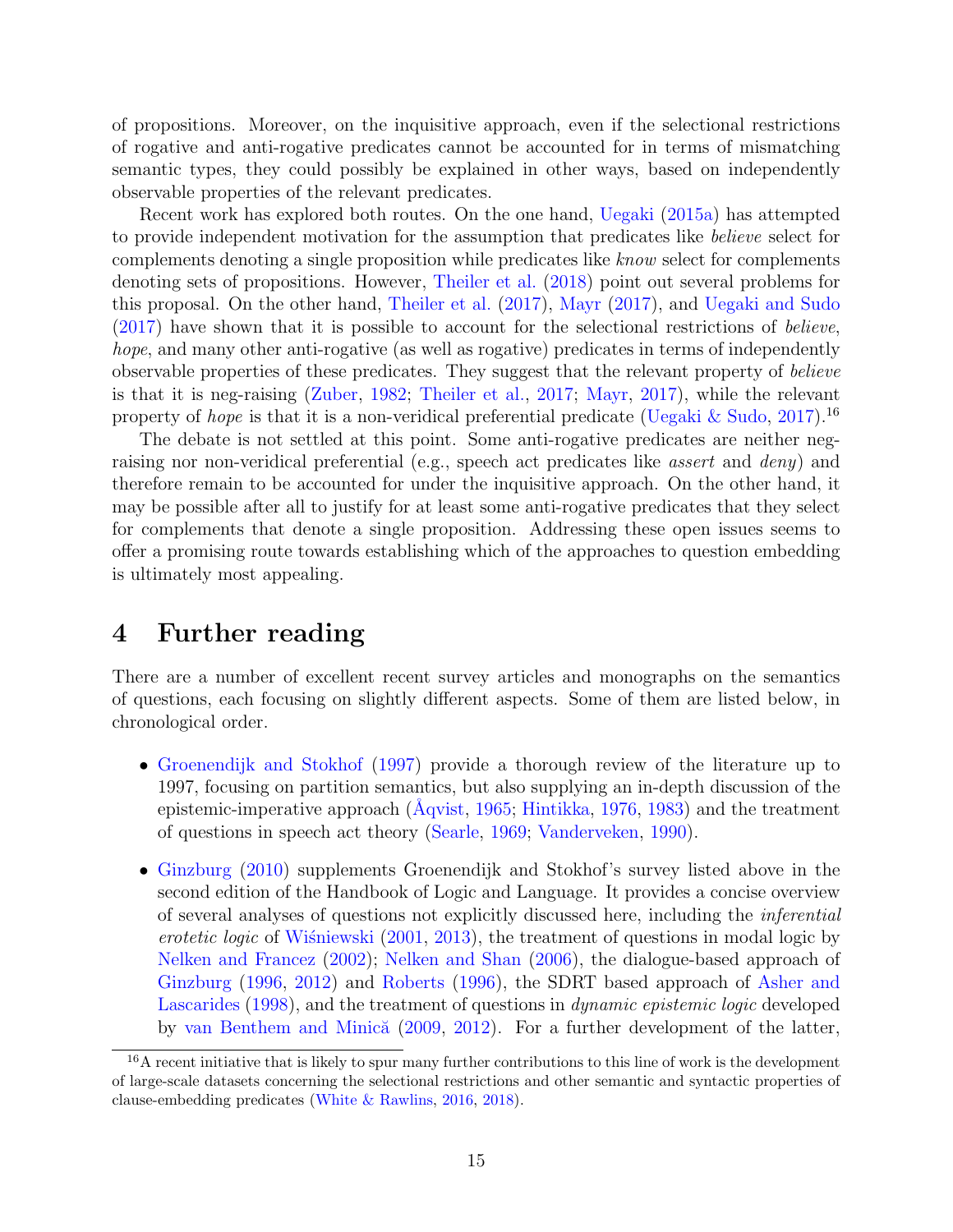of propositions. Moreover, on the inquisitive approach, even if the selectional restrictions of rogative and anti-rogative predicates cannot be accounted for in terms of mismatching semantic types, they could possibly be explained in other ways, based on independently observable properties of the relevant predicates.

Recent work has explored both routes. On the one hand, Uegaki (2015a) has attempted to provide independent motivation for the assumption that predicates like *believe* select for complements denoting a single proposition while predicates like *know* select for complements denoting sets of propositions. However, Theiler et al. (2018) point out several problems for this proposal. On the other hand, Theiler et al. (2017), Mayr (2017), and Uegaki and Sudo (2017) have shown that it is possible to account for the selectional restrictions of *believe*, *hope*, and many other anti-rogative (as well as rogative) predicates in terms of independently observable properties of these predicates. They suggest that the relevant property of *believe* is that it is neg-raising (Zuber, 1982; Theiler et al., 2017; Mayr, 2017), while the relevant property of *hope* is that it is a non-veridical preferential predicate (Uegaki & Sudo, 2017).[16]

The debate is not settled at this point. Some anti-rogative predicates are neither neg-raising nor non-veridical preferential (e.g., speech act predicates like *assert* and *deny*) and therefore remain to be accounted for under the inquisitive approach. On the other hand, it may be possible after all to justify for at least some anti-rogative predicates that they select for complements that denote a single proposition. Addressing these open issues seems to offer a promising route towards establishing which of the approaches to question embedding is ultimately most appealing.

# 4 Further reading

There are a number of excellent recent survey articles and monographs on the semantics of questions, each focusing on slightly different aspects. Some of them are listed below, in chronological order.

- Groenendijk and Stokhof (1997) provide a thorough review of the literature up to 1997, focusing on partition semantics, but also supplying an in-depth discussion of the epistemic-imperative approach (Åqvist, 1965; Hintikka, 1976, 1983) and the treatment of questions in speech act theory (Searle, 1969; Vanderveken, 1990).
- Ginzburg (2010) supplements Groenendijk and Stokhof's survey listed above in the second edition of the Handbook of Logic and Language. It provides a concise overview of several analyses of questions not explicitly discussed here, including the *inferential erotetic logic* of Wiśniewski (2001, 2013), the treatment of questions in modal logic by Nelken and Francez (2002); Nelken and Shan (2006), the dialogue-based approach of Ginzburg (1996, 2012) and Roberts (1996), the SDRT based approach of Asher and Lascarides (1998), and the treatment of questions in *dynamic epistemic logic* developed by van Benthem and Minică (2009, 2012). For a further development of the latter,

[16] A recent initiative that is likely to spur many further contributions to this line of work is the development of large-scale datasets concerning the selectional restrictions and other semantic and syntactic properties of clause-embedding predicates (White & Rawlins, 2016, 2018).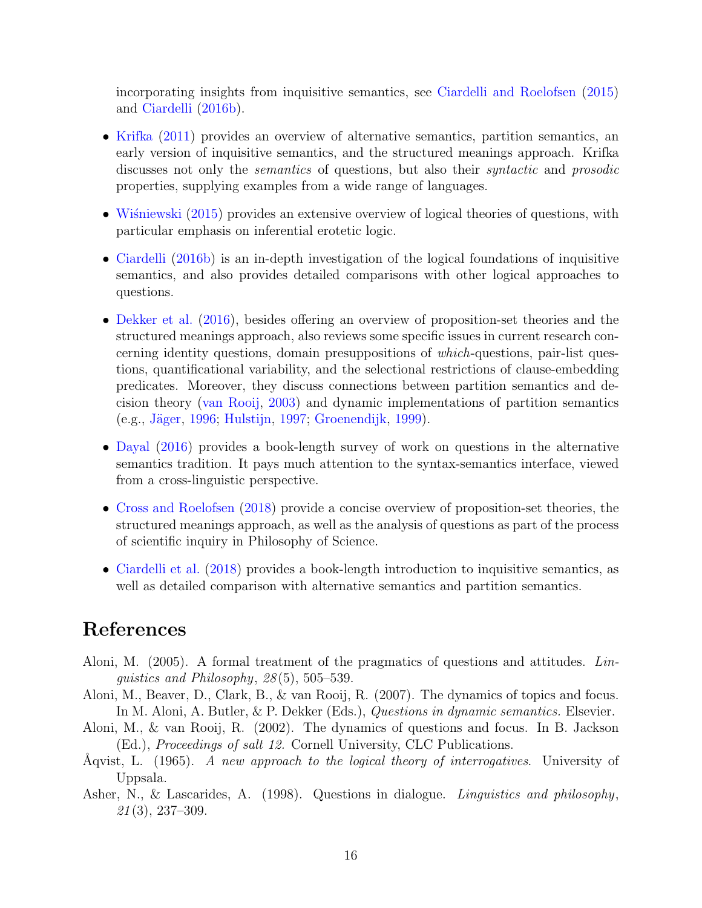incorporating insights from inquisitive semantics, see Ciardelli and Roelofsen (2015) and Ciardelli (2016b).

- Krifka (2011) provides an overview of alternative semantics, partition semantics, an early version of inquisitive semantics, and the structured meanings approach. Krifka discusses not only the *semantics* of questions, but also their *syntactic* and *prosodic* properties, supplying examples from a wide range of languages.
- Wiśniewski (2015) provides an extensive overview of logical theories of questions, with particular emphasis on inferential erotetic logic.
- Ciardelli (2016b) is an in-depth investigation of the logical foundations of inquisitive semantics, and also provides detailed comparisons with other logical approaches to questions.
- Dekker et al. (2016), besides offering an overview of proposition-set theories and the structured meanings approach, also reviews some specific issues in current research concerning identity questions, domain presuppositions of *which*-questions, pair-list questions, quantificational variability, and the selectional restrictions of clause-embedding predicates. Moreover, they discuss connections between partition semantics and decision theory (van Rooij, 2003) and dynamic implementations of partition semantics (e.g., Jäger, 1996; Hulstijn, 1997; Groenendijk, 1999).
- Dayal (2016) provides a book-length survey of work on questions in the alternative semantics tradition. It pays much attention to the syntax-semantics interface, viewed from a cross-linguistic perspective.
- Cross and Roelofsen (2018) provide a concise overview of proposition-set theories, the structured meanings approach, as well as the analysis of questions as part of the process of scientific inquiry in Philosophy of Science.
- Ciardelli et al. (2018) provides a book-length introduction to inquisitive semantics, as well as detailed comparison with alternative semantics and partition semantics.

# References

Aloni, M. (2005). A formal treatment of the pragmatics of questions and attitudes. *Linguistics and Philosophy*, *28*(5), 505–539.

Aloni, M., Beaver, D., Clark, B., & van Rooij, R. (2007). The dynamics of topics and focus. In M. Aloni, A. Butler, & P. Dekker (Eds.), *Questions in dynamic semantics.* Elsevier.

Aloni, M., & van Rooij, R. (2002). The dynamics of questions and focus. In B. Jackson (Ed.), *Proceedings of salt 12.* Cornell University, CLC Publications.

Åqvist, L. (1965). *A new approach to the logical theory of interrogatives.* University of Uppsala.

Asher, N., & Lascarides, A. (1998). Questions in dialogue. *Linguistics and philosophy*, *21*(3), 237–309.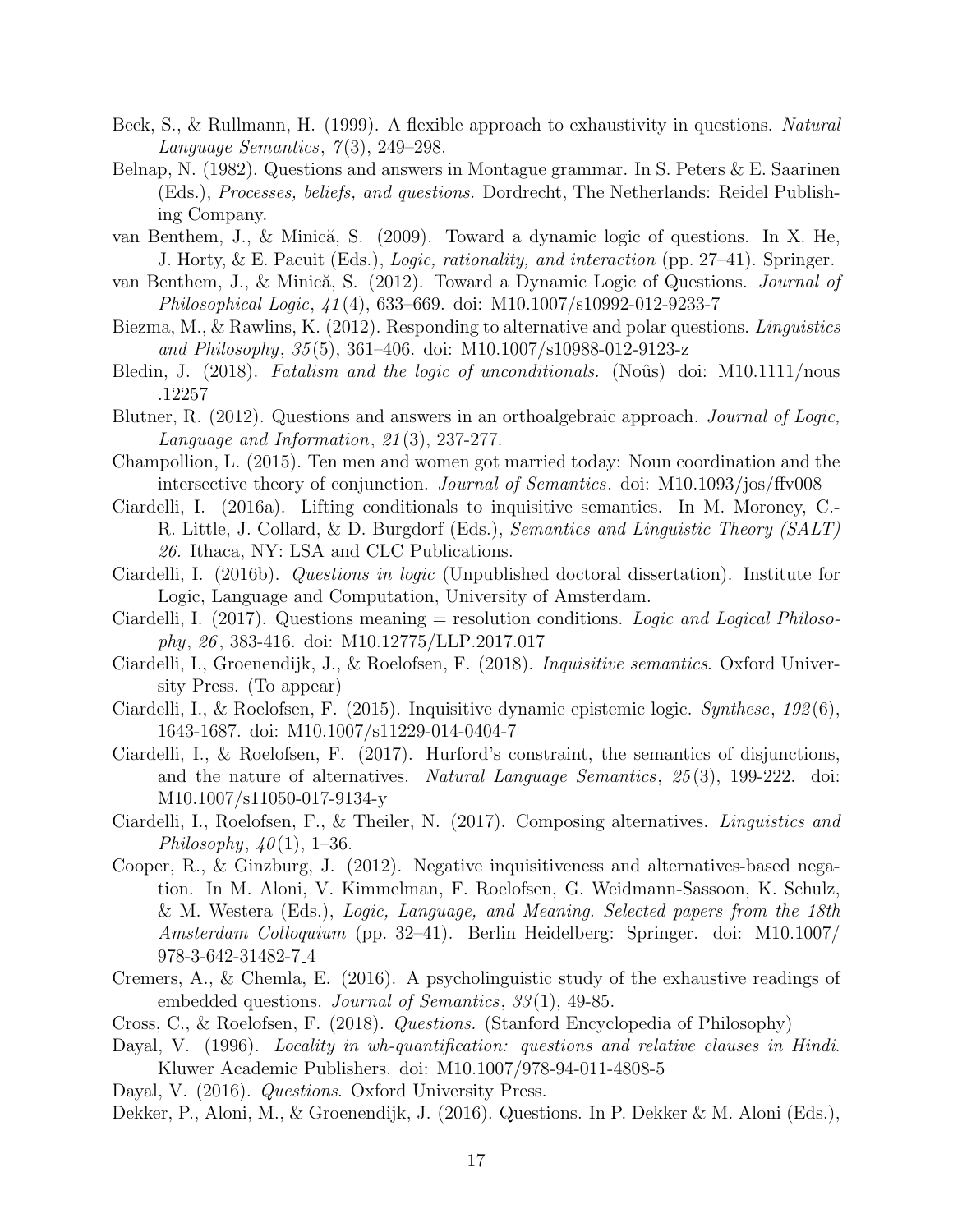Beck, S., & Rullmann, H. (1999). A flexible approach to exhaustivity in questions. *Natural Language Semantics*, *7*(3), 249–298.

Belnap, N. (1982). Questions and answers in Montague grammar. In S. Peters & E. Saarinen (Eds.), *Processes, beliefs, and questions.* Dordrecht, The Netherlands: Reidel Publishing Company.

van Benthem, J., & Minică, S. (2009). Toward a dynamic logic of questions. In X. He, J. Horty, & E. Pacuit (Eds.), *Logic, rationality, and interaction* (pp. 27–41). Springer.

van Benthem, J., & Minică, S. (2012). Toward a Dynamic Logic of Questions. *Journal of Philosophical Logic*, *41*(4), 633–669. doi: M10.1007/s10992-012-9233-7

Biezma, M., & Rawlins, K. (2012). Responding to alternative and polar questions. *Linguistics and Philosophy*, *35*(5), 361–406. doi: M10.1007/s10988-012-9123-z

Bledin, J. (2018). *Fatalism and the logic of unconditionals.* (Noûs) doi: M10.1111/nous.12257

Blutner, R. (2012). Questions and answers in an orthoalgebraic approach. *Journal of Logic, Language and Information*, *21*(3), 237-277.

Champollion, L. (2015). Ten men and women got married today: Noun coordination and the intersective theory of conjunction. *Journal of Semantics*. doi: M10.1093/jos/ffv008

Ciardelli, I. (2016a). Lifting conditionals to inquisitive semantics. In M. Moroney, C.-R. Little, J. Collard, & D. Burgdorf (Eds.), *Semantics and Linguistic Theory (SALT) 26.* Ithaca, NY: LSA and CLC Publications.

Ciardelli, I. (2016b). *Questions in logic* (Unpublished doctoral dissertation). Institute for Logic, Language and Computation, University of Amsterdam.

Ciardelli, I. (2017). Questions meaning = resolution conditions. *Logic and Logical Philosophy*, *26*, 383-416. doi: M10.12775/LLP.2017.017

Ciardelli, I., Groenendijk, J., & Roelofsen, F. (2018). *Inquisitive semantics*. Oxford University Press. (To appear)

Ciardelli, I., & Roelofsen, F. (2015). Inquisitive dynamic epistemic logic. *Synthese*, *192*(6), 1643-1687. doi: M10.1007/s11229-014-0404-7

Ciardelli, I., & Roelofsen, F. (2017). Hurford's constraint, the semantics of disjunctions, and the nature of alternatives. *Natural Language Semantics*, *25*(3), 199-222. doi: M10.1007/s11050-017-9134-y

Ciardelli, I., Roelofsen, F., & Theiler, N. (2017). Composing alternatives. *Linguistics and Philosophy*, *40*(1), 1–36.

Cooper, R., & Ginzburg, J. (2012). Negative inquisitiveness and alternatives-based negation. In M. Aloni, V. Kimmelman, F. Roelofsen, G. Weidmann-Sassoon, K. Schulz, & M. Westera (Eds.), *Logic, Language, and Meaning. Selected papers from the 18th Amsterdam Colloquium* (pp. 32–41). Berlin Heidelberg: Springer. doi: M10.1007/978-3-642-31482-7_4

Cremers, A., & Chemla, E. (2016). A psycholinguistic study of the exhaustive readings of embedded questions. *Journal of Semantics*, *33*(1), 49-85.

Cross, C., & Roelofsen, F. (2018). *Questions.* (Stanford Encyclopedia of Philosophy)

Dayal, V. (1996). *Locality in wh-quantification: questions and relative clauses in Hindi.* Kluwer Academic Publishers. doi: M10.1007/978-94-011-4808-5

Dayal, V. (2016). *Questions*. Oxford University Press.

Dekker, P., Aloni, M., & Groenendijk, J. (2016). Questions. In P. Dekker & M. Aloni (Eds.),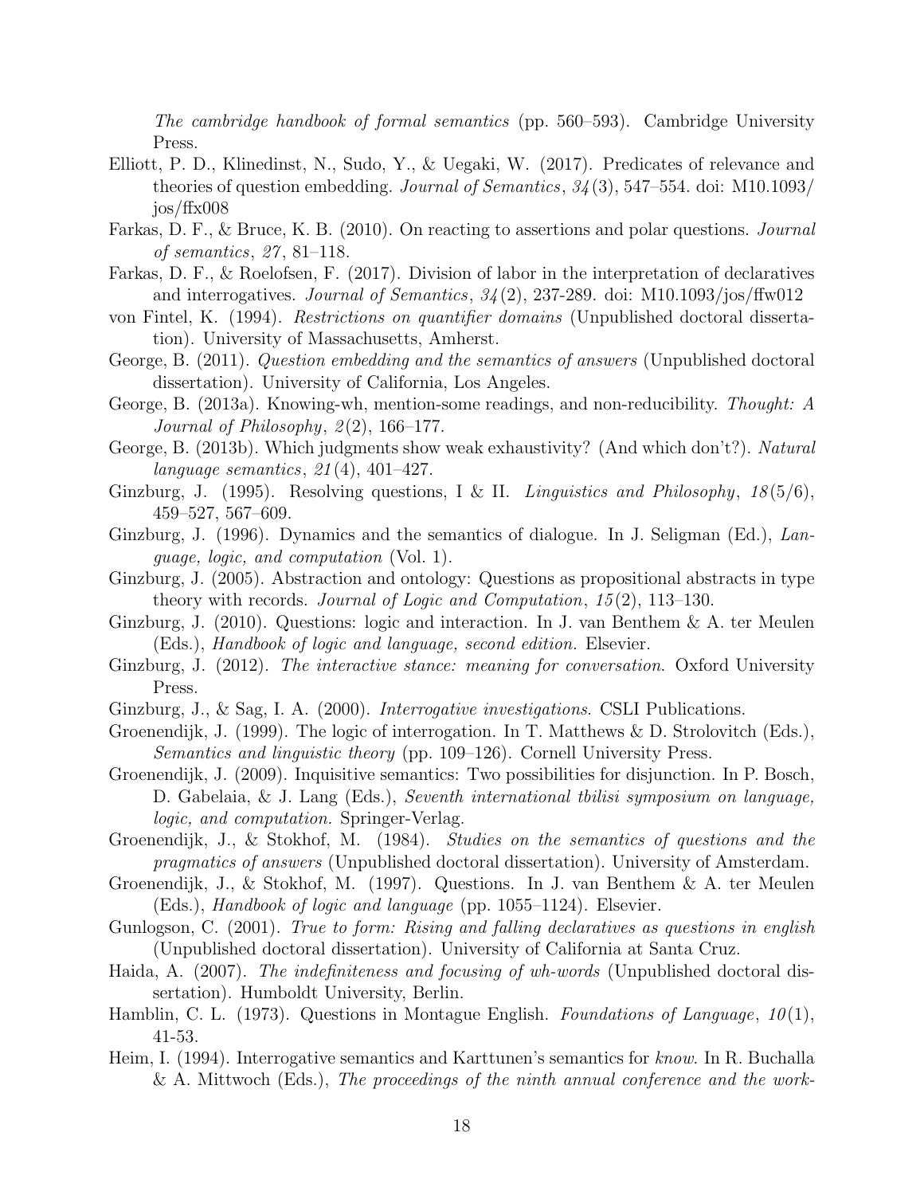*The cambridge handbook of formal semantics* (pp. 560–593). Cambridge University Press.

Elliott, P. D., Klinedinst, N., Sudo, Y., & Uegaki, W. (2017). Predicates of relevance and theories of question embedding. *Journal of Semantics*, *34*(3), 547–554. doi: M10.1093/jos/ffx008

Farkas, D. F., & Bruce, K. B. (2010). On reacting to assertions and polar questions. *Journal of semantics*, *27*, 81–118.

Farkas, D. F., & Roelofsen, F. (2017). Division of labor in the interpretation of declaratives and interrogatives. *Journal of Semantics*, *34*(2), 237-289. doi: M10.1093/jos/ffw012

von Fintel, K. (1994). *Restrictions on quantifier domains* (Unpublished doctoral dissertation). University of Massachusetts, Amherst.

George, B. (2011). *Question embedding and the semantics of answers* (Unpublished doctoral dissertation). University of California, Los Angeles.

George, B. (2013a). Knowing-wh, mention-some readings, and non-reducibility. *Thought: A Journal of Philosophy*, *2*(2), 166–177.

George, B. (2013b). Which judgments show weak exhaustivity? (And which don't?). *Natural language semantics*, *21*(4), 401–427.

Ginzburg, J. (1995). Resolving questions, I & II. *Linguistics and Philosophy*, *18*(5/6), 459–527, 567–609.

Ginzburg, J. (1996). Dynamics and the semantics of dialogue. In J. Seligman (Ed.), *Language, logic, and computation* (Vol. 1).

Ginzburg, J. (2005). Abstraction and ontology: Questions as propositional abstracts in type theory with records. *Journal of Logic and Computation*, *15*(2), 113–130.

Ginzburg, J. (2010). Questions: logic and interaction. In J. van Benthem & A. ter Meulen (Eds.), *Handbook of logic and language, second edition.* Elsevier.

Ginzburg, J. (2012). *The interactive stance: meaning for conversation*. Oxford University Press.

Ginzburg, J., & Sag, I. A. (2000). *Interrogative investigations*. CSLI Publications.

Groenendijk, J. (1999). The logic of interrogation. In T. Matthews & D. Strolovitch (Eds.), *Semantics and linguistic theory* (pp. 109–126). Cornell University Press.

Groenendijk, J. (2009). Inquisitive semantics: Two possibilities for disjunction. In P. Bosch, D. Gabelaia, & J. Lang (Eds.), *Seventh international tbilisi symposium on language, logic, and computation.* Springer-Verlag.

Groenendijk, J., & Stokhof, M. (1984). *Studies on the semantics of questions and the pragmatics of answers* (Unpublished doctoral dissertation). University of Amsterdam.

Groenendijk, J., & Stokhof, M. (1997). Questions. In J. van Benthem & A. ter Meulen (Eds.), *Handbook of logic and language* (pp. 1055–1124). Elsevier.

Gunlogson, C. (2001). *True to form: Rising and falling declaratives as questions in english* (Unpublished doctoral dissertation). University of California at Santa Cruz.

Haida, A. (2007). *The indefiniteness and focusing of wh-words* (Unpublished doctoral dissertation). Humboldt University, Berlin.

Hamblin, C. L. (1973). Questions in Montague English. *Foundations of Language*, *10*(1), 41-53.

Heim, I. (1994). Interrogative semantics and Karttunen's semantics for *know*. In R. Buchalla & A. Mittwoch (Eds.), *The proceedings of the ninth annual conference and the work-*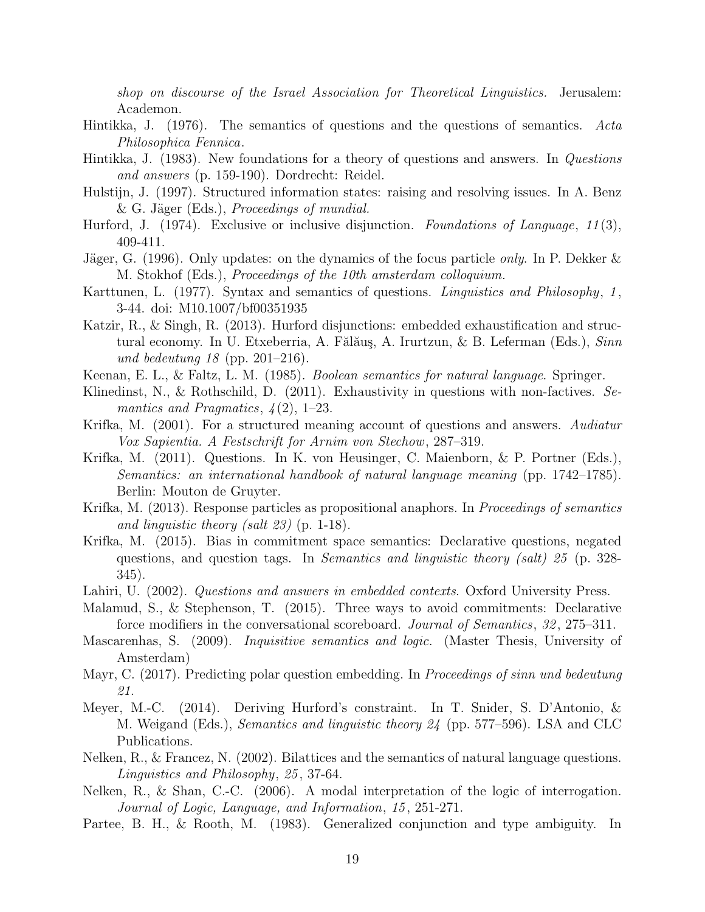*shop on discourse of the Israel Association for Theoretical Linguistics.* Jerusalem: Academon.

Hintikka, J. (1976). The semantics of questions and the questions of semantics. *Acta Philosophica Fennica*.

Hintikka, J. (1983). New foundations for a theory of questions and answers. In *Questions and answers* (p. 159-190). Dordrecht: Reidel.

Hulstijn, J. (1997). Structured information states: raising and resolving issues. In A. Benz & G. Jäger (Eds.), *Proceedings of mundial.*

Hurford, J. (1974). Exclusive or inclusive disjunction. *Foundations of Language*, *11*(3), 409-411.

Jäger, G. (1996). Only updates: on the dynamics of the focus particle *only*. In P. Dekker & M. Stokhof (Eds.), *Proceedings of the 10th amsterdam colloquium.*

Karttunen, L. (1977). Syntax and semantics of questions. *Linguistics and Philosophy*, *1*, 3-44. doi: M10.1007/bf00351935

Katzir, R., & Singh, R. (2013). Hurford disjunctions: embedded exhaustification and structural economy. In U. Etxeberria, A. Fălăuş, A. Irurtzun, & B. Leferman (Eds.), *Sinn und bedeutung 18* (pp. 201–216).

Keenan, E. L., & Faltz, L. M. (1985). *Boolean semantics for natural language.* Springer.

Klinedinst, N., & Rothschild, D. (2011). Exhaustivity in questions with non-factives. *Semantics and Pragmatics*, *4*(2), 1–23.

Krifka, M. (2001). For a structured meaning account of questions and answers. *Audiatur Vox Sapientia. A Festschrift for Arnim von Stechow*, 287–319.

Krifka, M. (2011). Questions. In K. von Heusinger, C. Maienborn, & P. Portner (Eds.), *Semantics: an international handbook of natural language meaning* (pp. 1742–1785). Berlin: Mouton de Gruyter.

Krifka, M. (2013). Response particles as propositional anaphors. In *Proceedings of semantics and linguistic theory (salt 23)* (p. 1-18).

Krifka, M. (2015). Bias in commitment space semantics: Declarative questions, negated questions, and question tags. In *Semantics and linguistic theory (salt) 25* (p. 328-345).

Lahiri, U. (2002). *Questions and answers in embedded contexts*. Oxford University Press.

Malamud, S., & Stephenson, T. (2015). Three ways to avoid commitments: Declarative force modifiers in the conversational scoreboard. *Journal of Semantics*, *32*, 275–311.

Mascarenhas, S. (2009). *Inquisitive semantics and logic.* (Master Thesis, University of Amsterdam)

Mayr, C. (2017). Predicting polar question embedding. In *Proceedings of sinn und bedeutung 21.*

Meyer, M.-C. (2014). Deriving Hurford's constraint. In T. Snider, S. D'Antonio, & M. Weigand (Eds.), *Semantics and linguistic theory 24* (pp. 577–596). LSA and CLC Publications.

Nelken, R., & Francez, N. (2002). Bilattices and the semantics of natural language questions. *Linguistics and Philosophy*, *25*, 37-64.

Nelken, R., & Shan, C.-C. (2006). A modal interpretation of the logic of interrogation. *Journal of Logic, Language, and Information*, *15*, 251-271.

Partee, B. H., & Rooth, M. (1983). Generalized conjunction and type ambiguity. In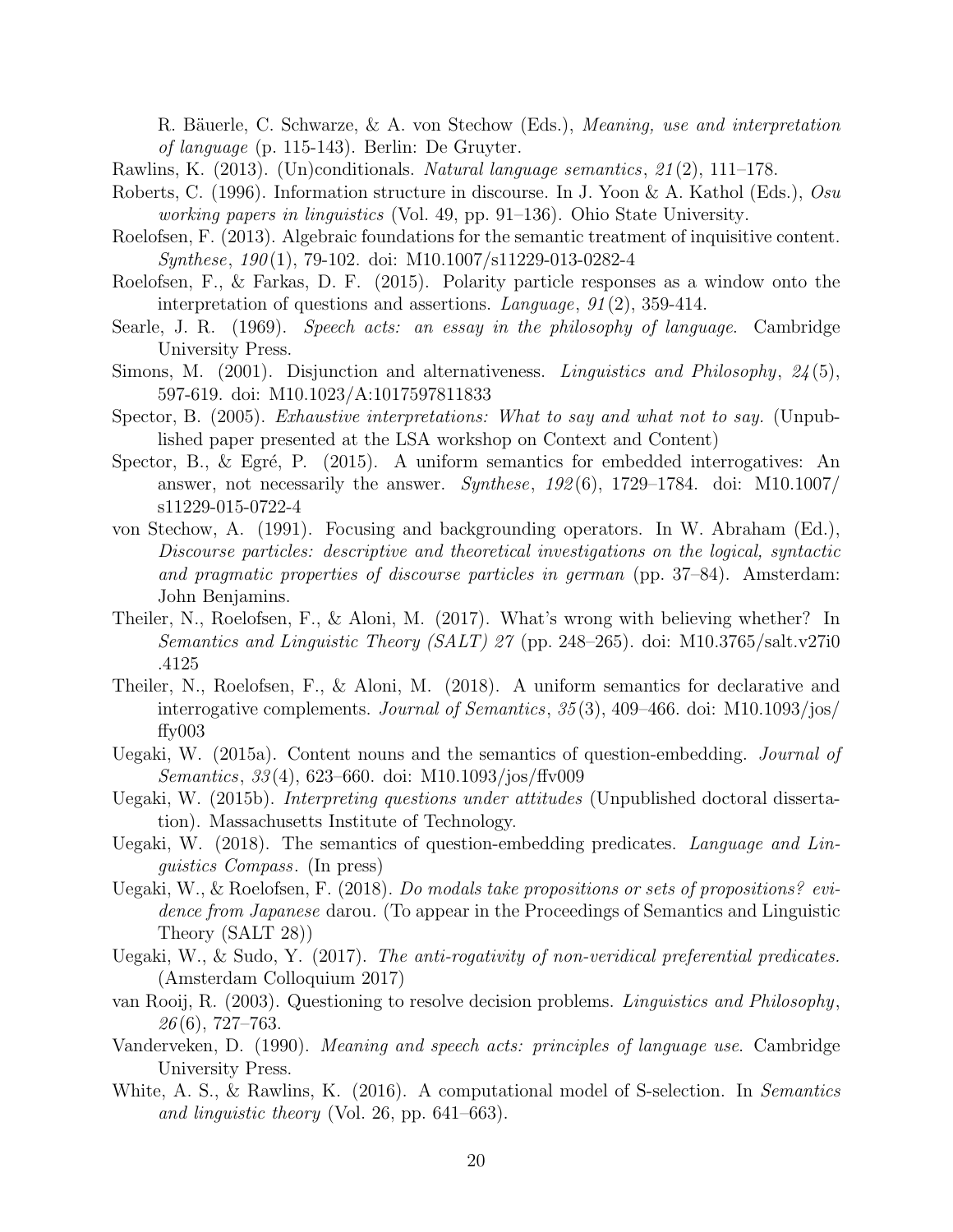R. Bäuerle, C. Schwarze, & A. von Stechow (Eds.), *Meaning, use and interpretation of language* (p. 115-143). Berlin: De Gruyter.

Rawlins, K. (2013). (Un)conditionals. *Natural language semantics*, *21*(2), 111–178.

Roberts, C. (1996). Information structure in discourse. In J. Yoon & A. Kathol (Eds.), *Osu working papers in linguistics* (Vol. 49, pp. 91–136). Ohio State University.

Roelofsen, F. (2013). Algebraic foundations for the semantic treatment of inquisitive content. *Synthese*, *190*(1), 79-102. doi: M10.1007/s11229-013-0282-4

Roelofsen, F., & Farkas, D. F. (2015). Polarity particle responses as a window onto the interpretation of questions and assertions. *Language*, *91*(2), 359-414.

Searle, J. R. (1969). *Speech acts: an essay in the philosophy of language*. Cambridge University Press.

Simons, M. (2001). Disjunction and alternativeness. *Linguistics and Philosophy*, *24*(5), 597-619. doi: M10.1023/A:1017597811833

Spector, B. (2005). *Exhaustive interpretations: What to say and what not to say.* (Unpublished paper presented at the LSA workshop on Context and Content)

Spector, B., & Egré, P. (2015). A uniform semantics for embedded interrogatives: An answer, not necessarily the answer. *Synthese*, *192*(6), 1729–1784. doi: M10.1007/s11229-015-0722-4

von Stechow, A. (1991). Focusing and backgrounding operators. In W. Abraham (Ed.), *Discourse particles: descriptive and theoretical investigations on the logical, syntactic and pragmatic properties of discourse particles in german* (pp. 37–84). Amsterdam: John Benjamins.

Theiler, N., Roelofsen, F., & Aloni, M. (2017). What's wrong with believing whether? In *Semantics and Linguistic Theory (SALT) 27* (pp. 248–265). doi: M10.3765/salt.v27i0.4125

Theiler, N., Roelofsen, F., & Aloni, M. (2018). A uniform semantics for declarative and interrogative complements. *Journal of Semantics*, *35*(3), 409–466. doi: M10.1093/jos/ffy003

Uegaki, W. (2015a). Content nouns and the semantics of question-embedding. *Journal of Semantics*, *33*(4), 623–660. doi: M10.1093/jos/ffv009

Uegaki, W. (2015b). *Interpreting questions under attitudes* (Unpublished doctoral dissertation). Massachusetts Institute of Technology.

Uegaki, W. (2018). The semantics of question-embedding predicates. *Language and Linguistics Compass*. (In press)

Uegaki, W., & Roelofsen, F. (2018). *Do modals take propositions or sets of propositions? evidence from Japanese* darou. (To appear in the Proceedings of Semantics and Linguistic Theory (SALT 28))

Uegaki, W., & Sudo, Y. (2017). *The anti-rogativity of non-veridical preferential predicates.* (Amsterdam Colloquium 2017)

van Rooij, R. (2003). Questioning to resolve decision problems. *Linguistics and Philosophy*, *26*(6), 727–763.

Vanderveken, D. (1990). *Meaning and speech acts: principles of language use*. Cambridge University Press.

White, A. S., & Rawlins, K. (2016). A computational model of S-selection. In *Semantics and linguistic theory* (Vol. 26, pp. 641–663).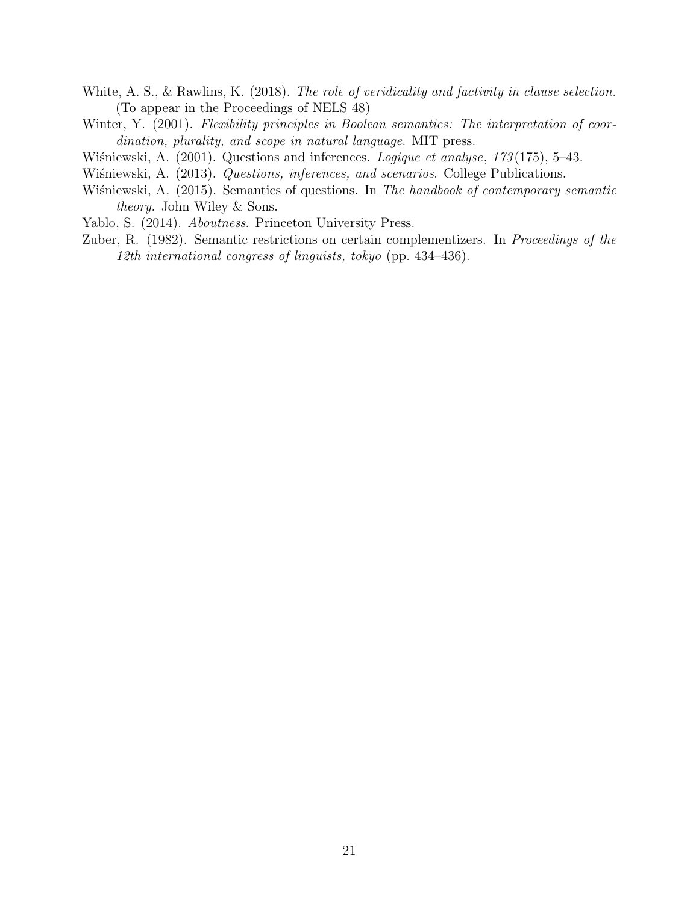White, A. S., & Rawlins, K. (2018). *The role of veridicality and factivity in clause selection.* (To appear in the Proceedings of NELS 48)

Winter, Y. (2001). *Flexibility principles in Boolean semantics: The interpretation of coordination, plurality, and scope in natural language*. MIT press.

Wiśniewski, A. (2001). Questions and inferences. *Logique et analyse*, *173*(175), 5–43.

Wiśniewski, A. (2013). *Questions, inferences, and scenarios*. College Publications.

Wiśniewski, A. (2015). Semantics of questions. In *The handbook of contemporary semantic theory.* John Wiley & Sons.

Yablo, S. (2014). *Aboutness*. Princeton University Press.

Zuber, R. (1982). Semantic restrictions on certain complementizers. In *Proceedings of the 12th international congress of linguists, tokyo* (pp. 434–436).